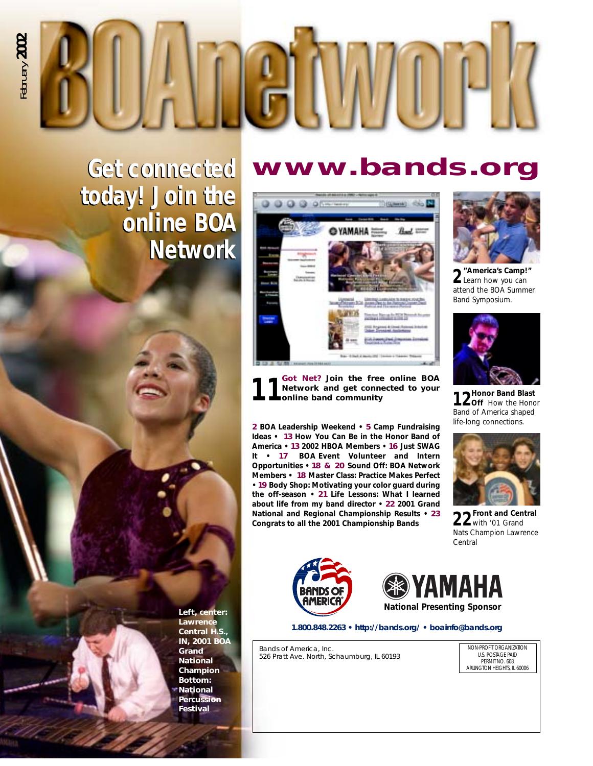February 2002

# BOAnetwork

## Get connected today! Join the online BOA Network

## www.bands.org

**11 Got Net?** Join the free online BOA Network and get connected to your online band community

**2** BOA Leadership Weekend • **5** Camp Fundraising Ideas • **13** How You Can Be in the Honor Band of America • **13** 2002 HBOA Members • **16** Just SWAG It • **17** BOA Event Volunteer and Intern Opportunities • **18 & 20** Sound Off: BOA Network Members • **18** Master Class: Practice Makes Perfect • **19** Body Shop: Motivating your color guard during the off-season • **21** Life Lessons: What I learned about life from my band director • **22** 2001 Grand National and Regional Championship Results • **23** Congrats to all the 2001 Championship Bands

**2 "America's Camp!"** Learn how you can attend the BOA Summer Band Symposium.

**12 Honor Band Blast Off** How the Honor Band of America shaped life-long connections.

**22 Front and Central** with '01 Grand Nats Champion Lawrence Central

**Left, center:** Lawrence Central H.S., IN, 2001 BOA Grand National Champion
**Bottom:** National Percussion Festival

Bands of America

YAMAHA
National Presenting Sponsor

1.800.848.2263 • http://bands.org/ • boainfo@bands.org

Bands of America, Inc.
526 Pratt Ave. North, Schaumburg, IL 60193

NON-PROFIT ORGANIZATION
U.S. POSTAGE PAID
PERMIT NO. 608
ARLINGTON HEIGHTS, IL 60006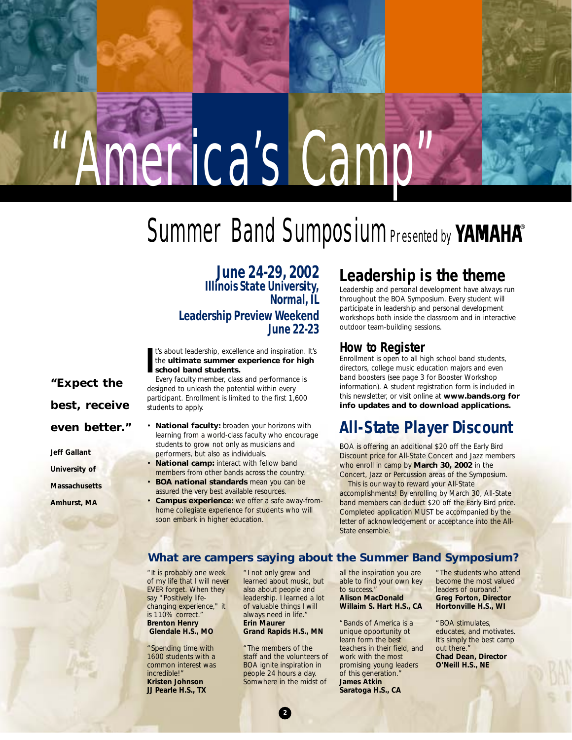# "America's Camp"

## Summer Band Sumposium Presented by YAMAHA®

### June 24-29, 2002
**Illinois State University, Normal, IL**

**Leadership Preview Weekend June 22-23**

It's about leadership, excellence and inspiration. It's the **ultimate summer experience for high school band students.**

Every faculty member, class and performance is designed to unleash the potential within every participant. Enrollment is limited to the first 1,600 students to apply.

- **National faculty:** broaden your horizons with learning from a world-class faculty who encourage students to grow not only as musicians and performers, but also as individuals.
- **National camp:** interact with fellow band members from other bands across the country.
- **BOA national standards** mean you can be assured the very best available resources.
- **Campus experience:** we offer a safe away-from-home collegiate experience for students who will soon embark in higher education.

***"Expect the best, receive even better."***

**Jeff Gallant**
**University of Massachusetts Amhurst, MA**

## Leadership is the theme

Leadership and personal development have always run throughout the BOA Symposium. Every student will participate in leadership and personal development workshops both inside the classroom and in interactive outdoor team-building sessions.

### How to Register

Enrollment is open to all high school band students, directors, college music education majors and even band boosters (see page 3 for Booster Workshop information). A student registration form is included in this newsletter, or visit online at **www.bands.org for info updates and to download applications.**

## All-State Player Discount

BOA is offering an additional $20 off the Early Bird Discount price for All-State Concert and Jazz members who enroll in camp by **March 30, 2002** in the Concert, Jazz or Percussion areas of the Symposium.

This is our way to reward your All-State accomplishments! By enrolling by March 30, All-State band members can deduct $20 off the Early Bird price. Completed application MUST be accompanied by the letter of acknowledgement or acceptance into the All-State ensemble.

### What are campers saying about the Summer Band Symposium?

"It is probably one week of my life that I will never EVER forget. When they say "Positively life-changing experience," it is 110% correct."
**Brenton Henry**
**Glendale H.S., MO**

"Spending time with 1600 students with a common interest was incredible!"
**Kristen Johnson**
**JJ Pearle H.S., TX**

"I not only grew and learned about music, but also about people and leadership. I learned a lot of valuable things I will always need in life."
**Erin Maurer**
**Grand Rapids H.S., MN**

"The members of the staff and the volunteers of BOA ignite inspiration in people 24 hours a day. Somwhere in the midst of all the inspiration you are able to find your own key to success."
**Alison MacDonald**
**Willaim S. Hart H.S., CA**

"Bands of America is a unique opportunity ot learn form the best teachers in their field, and work with the most promising young leaders of this generation."
**James Atkin**
**Saratoga H.S., CA**

"The students who attend become the most valued leaders of ourband."
**Greg Forton, Director**
**Hortonville H.S., WI**

"BOA stimulates, educates, and motivates. It's simply the best camp out there."
**Chad Dean, Director**
**O'Neill H.S., NE**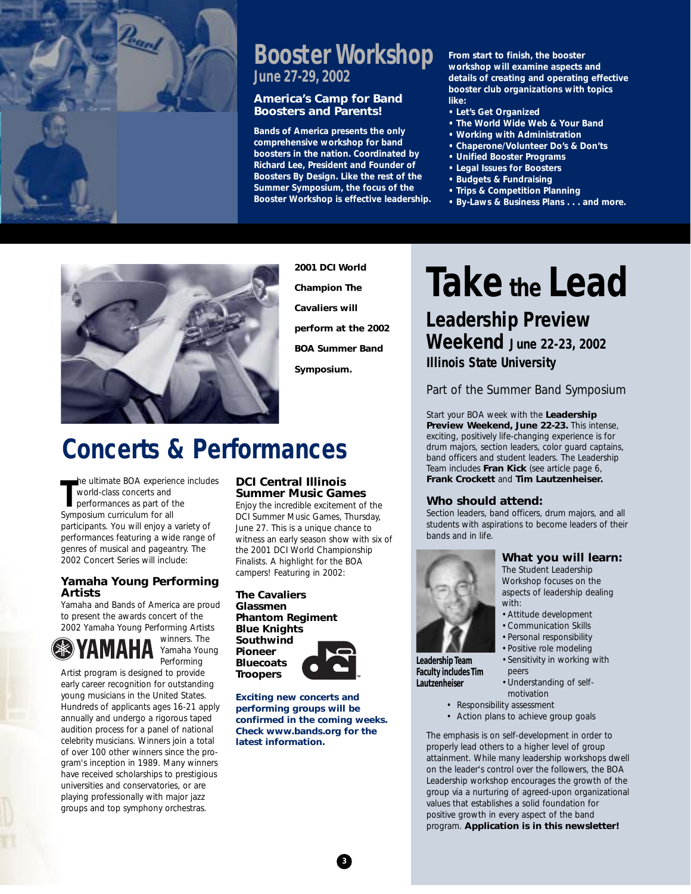# Booster Workshop

**June 27-29, 2002**

### America's Camp for Band Boosters and Parents!

**Bands of America presents the only comprehensive workshop for band boosters in the nation. Coordinated by Richard Lee, President and Founder of Boosters By Design. Like the rest of the Summer Symposium, the focus of the Booster Workshop is effective leadership.**

**From start to finish, the booster workshop will examine aspects and details of creating and operating effective booster club organizations with topics like:**

- **Let's Get Organized**
- **The World Wide Web & Your Band**
- **Working with Administration**
- **Chaperone/Volunteer Do's & Don'ts**
- **Unified Booster Programs**
- **Legal Issues for Boosters**
- **Budgets & Fundraising**
- **Trips & Competition Planning**
- **By-Laws & Business Plans . . . and more.**

**2001 DCI World Champion The Cavaliers will perform at the 2002 BOA Summer Band Symposium.**

# Concerts & Performances

The ultimate BOA experience includes world-class concerts and performances as part of the Symposium curriculum for all participants. You will enjoy a variety of performances featuring a wide range of genres of musical and pageantry. The 2002 Concert Series will include:

### Yamaha Young Performing Artists

Yamaha and Bands of America are proud to present the awards concert of the 2002 Yamaha Young Performing Artists winners. The Yamaha Young Performing Artist program is designed to provide early career recognition for outstanding young musicians in the United States. Hundreds of applicants ages 16-21 apply annually and undergo a rigorous taped audition process for a panel of national celebrity musicians. Winners join a total of over 100 other winners since the program's inception in 1989. Many winners have received scholarships to prestigious universities and conservatories, or are playing professionally with major jazz groups and top symphony orchestras.

### DCI Central Illinois Summer Music Games

Enjoy the incredible excitement of the DCI Summer Music Games, Thursday, June 27. This is a unique chance to witness an early season show with six of the 2001 DCI World Championship Finalists. A highlight for the BOA campers! Featuring in 2002:

**The Cavaliers**
**Glassmen**
**Phantom Regiment**
**Blue Knights**
**Southwind**
**Pioneer**
**Bluecoats**
**Troopers**

**Exciting new concerts and performing groups will be confirmed in the coming weeks. Check www.bands.org for the latest information.**

# Take the Lead

## Leadership Preview Weekend June 22-23, 2002

### Illinois State University

Part of the Summer Band Symposium

Start your BOA week with the **Leadership Preview Weekend, June 22-23.** This intense, exciting, positively life-changing experience is for drum majors, section leaders, color guard captains, band officers and student leaders. The Leadership Team includes **Fran Kick** (see article page 6, **Frank Crockett** and **Tim Lautzenheiser.**

### Who should attend:

Section leaders, band officers, drum majors, and all students with aspirations to become leaders of their bands and in life.

Leadership Team Faculty includes Tim Lautzenheiser

### What you will learn:

The Student Leadership Workshop focuses on the aspects of leadership dealing with:

- Attitude development
- Communication Skills
- Personal responsibility
- Positive role modeling
- Sensitivity in working with peers
- Understanding of self-motivation
- Responsibility assessment
- Action plans to achieve group goals

The emphasis is on self-development in order to properly lead others to a higher level of group attainment. While many leadership workshops dwell on the leader's control over the followers, the BOA Leadership workshop encourages the growth of the group via a nurturing of agreed-upon organizational values that establishes a solid foundation for positive growth in every aspect of the band program. **Application is in this newsletter!**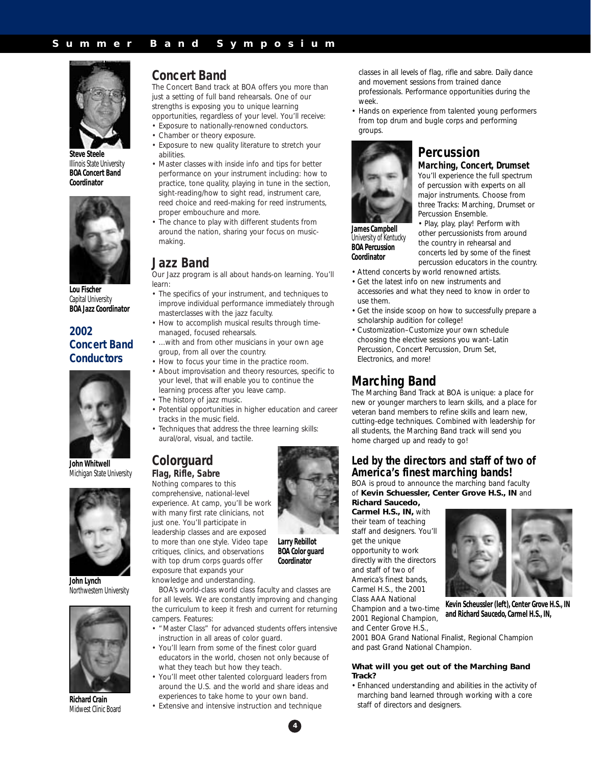Steve Steele
Illinois State University
**BOA Concert Band Coordinator**

Lou Fischer
Capital University
**BOA Jazz Coordinator**

## 2002 Concert Band Conductors

**John Whitwell**
Michigan State University

**John Lynch**
Northwestern University

**Richard Crain**
Midwest Clinic Board

## Concert Band

The Concert Band track at BOA offers you more than just a setting of full band rehearsals. One of our strengths is exposing you to unique learning opportunities, regardless of your level. You'll receive:

- Exposure to nationally-renowned conductors.
- Chamber or theory exposure.
- Exposure to new quality literature to stretch your abilities.
- Master classes with inside info and tips for better performance on your instrument including: how to practice, tone quality, playing in tune in the section, sight-reading/how to sight read, instrument care, reed choice and reed-making for reed instruments, proper embouchure and more.
- The chance to play with different students from around the nation, sharing your focus on music-making.

## Jazz Band

Our Jazz program is all about hands-on learning. You'll learn:

- The specifics of your instrument, and techniques to improve individual performance immediately through masterclasses with the jazz faculty.
- How to accomplish musical results through time-managed, focused rehearsals.
- ...with and from other musicians in your own age group, from all over the country.
- How to focus your time in the practice room.
- About improvisation and theory resources, specific to your level, that will enable you to continue the learning process after you leave camp.
- The history of jazz music.
- Potential opportunities in higher education and career tracks in the music field.
- Techniques that address the three learning skills: aural/oral, visual, and tactile.

## Colorguard

### Flag, Rifle, Sabre

Nothing compares to this comprehensive, national-level experience. At camp, you'll be work with many first rate clinicians, not just one. You'll participate in leadership classes and are exposed to more than one style. Video tape critiques, clinics, and observations with top drum corps guards offer exposure that expands your knowledge and understanding.

**Larry Rebillot**
**BOA Color guard Coordinator**

BOA's world-class world class faculty and classes are for all levels. We are constantly improving and changing the curriculum to keep it fresh and current for returning campers. Features:

- "Master Class" for advanced students offers intensive instruction in all areas of color guard.
- You'll learn from some of the finest color guard educators in the world, chosen not only because of what they teach but how they teach.
- You'll meet other talented colorguard leaders from around the U.S. and the world and share ideas and experiences to take home to your own band.
- Extensive and intensive instruction and technique classes in all levels of flag, rifle and sabre. Daily dance and movement sessions from trained dance professionals. Performance opportunities during the week.
- Hands on experience from talented young performers from top drum and bugle corps and performing groups.

## Percussion

### Marching, Concert, Drumset

**James Campbell**
University of Kentucky
**BOA Percussion Coordinator**

You'll experience the full spectrum of percussion with experts on all major instruments. Choose from three Tracks: Marching, Drumset or Percussion Ensemble.

- Play, play, play! Perform with other percussionists from around the country in rehearsal and concerts led by some of the finest percussion educators in the country.
- Attend concerts by world renowned artists.
- Get the latest info on new instruments and accessories and what they need to know in order to use them.
- Get the inside scoop on how to successfully prepare a scholarship audition for college!
- Customization–Customize your own schedule choosing the elective sessions you want–Latin Percussion, Concert Percussion, Drum Set, Electronics, and more!

## Marching Band

The Marching Band Track at BOA is unique: a place for new or younger marchers to learn skills, and a place for veteran band members to refine skills and learn new, cutting-edge techniques. Combined with leadership for all students, the Marching Band track will send you home charged up and ready to go!

### Led by the directors and staff of two of America's finest marching bands!

BOA is proud to announce the marching band faculty of **Kevin Schuessler, Center Grove H.S., IN** and **Richard Saucedo, Carmel H.S., IN,** with their team of teaching staff and designers. You'll get the unique opportunity to work directly with the directors and staff of two of America's finest bands, Carmel H.S., the 2001 Class AAA National Champion and a two-time 2001 Regional Champion, and Center Grove H.S., 2001 BOA Grand National Finalist, Regional Champion and past Grand National Champion.

**Kevin Scheussler (left), Center Grove H.S., IN and Richard Saucedo, Carmel H.S., IN,**

**What will you get out of the Marching Band Track?**

- Enhanced understanding and abilities in the activity of marching band learned through working with a core staff of directors and designers.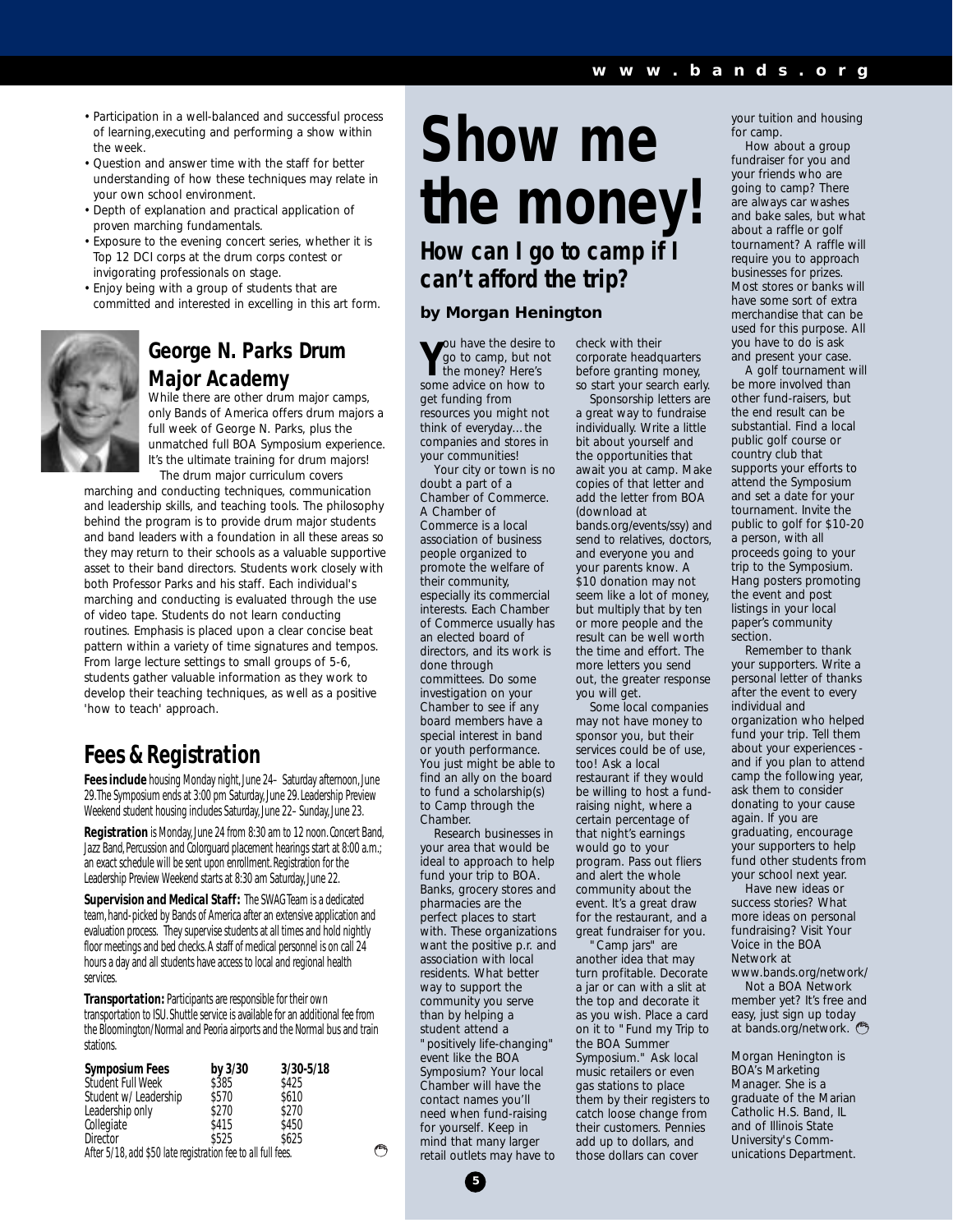- Participation in a well-balanced and successful process of learning,executing and performing a show within the week.
- Question and answer time with the staff for better understanding of how these techniques may relate in your own school environment.
- Depth of explanation and practical application of proven marching fundamentals.
- Exposure to the evening concert series, whether it is Top 12 DCI corps at the drum corps contest or invigorating professionals on stage.
- Enjoy being with a group of students that are committed and interested in excelling in this art form.

## George N. Parks Drum Major Academy

While there are other drum major camps, only Bands of America offers drum majors a full week of George N. Parks, plus the unmatched full BOA Symposium experience. It's the ultimate training for drum majors!

The drum major curriculum covers marching and conducting techniques, communication and leadership skills, and teaching tools. The philosophy behind the program is to provide drum major students and band leaders with a foundation in all these areas so they may return to their schools as a valuable supportive asset to their band directors. Students work closely with both Professor Parks and his staff. Each individual's marching and conducting is evaluated through the use of video tape. Students do not learn conducting routines. Emphasis is placed upon a clear concise beat pattern within a variety of time signatures and tempos. From large lecture settings to small groups of 5-6, students gather valuable information as they work to develop their teaching techniques, as well as a positive 'how to teach' approach.

## Fees & Registration

**Fees include** housing Monday night, June 24– Saturday afternoon, June 29. The Symposium ends at 3:00 pm Saturday, June 29. Leadership Preview Weekend student housing includes Saturday, June 22– Sunday, June 23.

**Registration** is Monday, June 24 from 8:30 am to 12 noon. Concert Band, Jazz Band, Percussion and Colorguard placement hearings start at 8:00 a.m.; an exact schedule will be sent upon enrollment. Registration for the Leadership Preview Weekend starts at 8:30 am Saturday, June 22.

**Supervision and Medical Staff:** The SWAG Team is a dedicated team, hand-picked by Bands of America after an extensive application and evaluation process. They supervise students at all times and hold nightly floor meetings and bed checks. A staff of medical personnel is on call 24 hours a day and all students have access to local and regional health services.

**Transportation:** Participants are responsible for their own transportation to ISU. Shuttle service is available for an additional fee from the Bloomington/Normal and Peoria airports and the Normal bus and train stations.

| Symposium Fees | by 3/30 | 3/30-5/18 |
|---|---|---|
| Student Full Week | $385 | $425 |
| Student w/ Leadership | $570 | $610 |
| Leadership only | $270 | $270 |
| Collegiate | $415 | $450 |
| Director | $525 | $625 |

After 5/18, add $50 late registration fee to all full fees.

# Show me the money!

## How can I go to camp if I can't afford the trip?

**by Morgan Henington**

You have the desire to go to camp, but not the money? Here's some advice on how to get funding from resources you might not think of everyday…the companies and stores in your communities!

Your city or town is no doubt a part of a Chamber of Commerce. A Chamber of Commerce is a local association of business people organized to promote the welfare of their community, especially its commercial interests. Each Chamber of Commerce usually has an elected board of directors, and its work is done through committees. Do some investigation on your Chamber to see if any board members have a special interest in band or youth performance. You just might be able to find an ally on the board to fund a scholarship(s) to Camp through the Chamber.

Research businesses in your area that would be ideal to approach to help fund your trip to BOA. Banks, grocery stores and pharmacies are the perfect places to start with. These organizations want the positive p.r. and association with local residents. What better way to support the community you serve than by helping a student attend a "positively life-changing" event like the BOA Symposium? Your local Chamber will have the contact names you'll need when fund-raising for yourself. Keep in mind that many larger retail outlets may have to check with their corporate headquarters before granting money, so start your search early.

Sponsorship letters are a great way to fundraise individually. Write a little bit about yourself and the opportunities that await you at camp. Make copies of that letter and add the letter from BOA (download at bands.org/events/ssy) and send to relatives, doctors, and everyone you and your parents know. A $10 donation may not seem like a lot of money, but multiply that by ten or more people and the result can be well worth the time and effort. The more letters you send out, the greater response you will get.

Some local companies may not have money to sponsor you, but their services could be of use, too! Ask a local restaurant if they would be willing to host a fund-raising night, where a certain percentage of that night's earnings would go to your program. Pass out fliers and alert the whole community about the event. It's a great draw for the restaurant, and a great fundraiser for you.

"Camp jars" are another idea that may turn profitable. Decorate a jar or can with a slit at the top and decorate it as you wish. Place a card on it to "Fund my Trip to the BOA Summer Symposium." Ask local music retailers or even gas stations to place them by their registers to catch loose change from their customers. Pennies add up to dollars, and those dollars can cover your tuition and housing for camp.

How about a group fundraiser for you and your friends who are going to camp? There are always car washes and bake sales, but what about a raffle or golf tournament? A raffle will require you to approach businesses for prizes. Most stores or banks will have some sort of extra merchandise that can be used for this purpose. All you have to do is ask and present your case.

A golf tournament will be more involved than other fund-raisers, but the end result can be substantial. Find a local public golf course or country club that supports your efforts to attend the Symposium and set a date for your tournament. Invite the public to golf for $10-20 a person, with all proceeds going to your trip to the Symposium. Hang posters promoting the event and post listings in your local paper's community section.

Remember to thank your supporters. Write a personal letter of thanks after the event to every individual and organization who helped fund your trip. Tell them about your experiences - and if you plan to attend camp the following year, ask them to consider donating to your cause again. If you are graduating, encourage your supporters to help fund other students from your school next year.

Have new ideas or success stories? What more ideas on personal fundraising? Visit Your Voice in the BOA Network at www.bands.org/network/

Not a BOA Network member yet? It's free and easy, just sign up today at bands.org/network.

*Morgan Henington is BOA's Marketing Manager. She is a graduate of the Marian Catholic H.S. Band, IL and of Illinois State University's Communications Department.*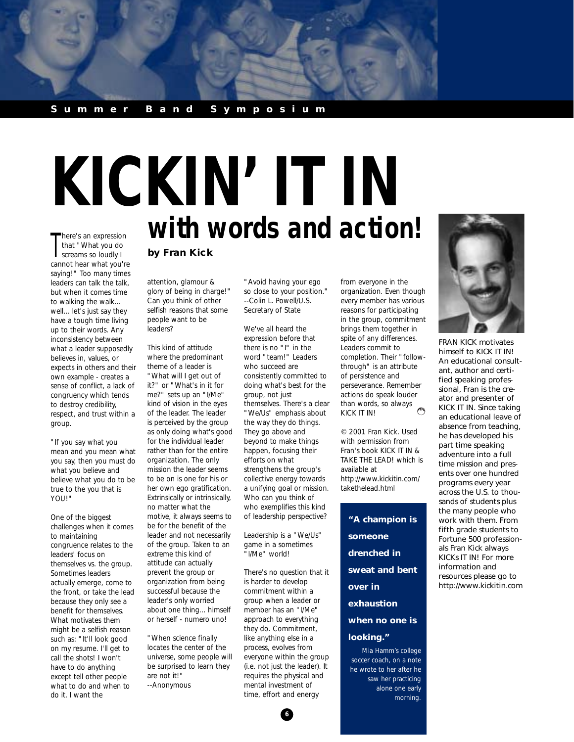Summer Band Symposium

# KICKIN' IT IN

## with words and action!

**by Fran Kick**

There's an expression that "What you do screams so loudly I cannot hear what you're saying!" Too many times leaders can talk the talk, but when it comes time to walking the walk... well... let's just say they have a tough time living up to their words. Any inconsistency between what a leader supposedly believes in, values, or expects in others and their own example - creates a sense of conflict, a lack of congruency which tends to destroy credibility, respect, and trust within a group.

"If you say what you mean and you mean what you say, then you must do what you believe and believe what you do to be true to the you that is YOU!"

One of the biggest challenges when it comes to maintaining congruence relates to the leaders' focus on themselves vs. the group. Sometimes leaders actually emerge, come to the front, or take the lead because they only see a benefit for themselves. What motivates them might be a selfish reason such as: "It'll look good on my resume. I'll get to call the shots! I won't have to do anything except tell other people what to do and when to do it. I want the attention, glamour & glory of being in charge!" Can you think of other selfish reasons that some people want to be leaders?

This kind of attitude where the predominant theme of a leader is "What will I get out of it?" or "What's in it for me?" sets up an "I/Me" kind of vision in the eyes of the leader. The leader is perceived by the group as only doing what's good for the individual leader rather than for the entire organization. The only mission the leader seems to be on is one for his or her own ego gratification. Extrinsically or intrinsically, no matter what the motive, it always seems to be for the benefit of the leader and not necessarily of the group. Taken to an extreme this kind of attitude can actually prevent the group or organization from being successful because the leader's only worried about one thing... himself or herself - numero uno!

"When science finally locates the center of the universe, some people will be surprised to learn they are not it!"
--Anonymous

"Avoid having your ego so close to your position."
--Colin L. Powell/U.S. Secretary of State

We've all heard the expression before that there is no "I" in the word "team!" Leaders who succeed are consistently committed to doing what's best for the group, not just themselves. There's a clear "We/Us" emphasis about the way they do things. They go above and beyond to make things happen, focusing their efforts on what strengthens the group's collective energy towards a unifying goal or mission. Who can you think of who exemplifies this kind of leadership perspective?

Leadership is a "We/Us" game in a sometimes "I/Me" world!

There's no question that it is harder to develop commitment within a group when a leader or member has an "I/Me" approach to everything they do. Commitment, like anything else in a process, evolves from everyone within the group (i.e. not just the leader). It requires the physical and mental investment of time, effort and energy from everyone in the organization. Even though every member has various reasons for participating in the group, commitment brings them together in spite of any differences. Leaders commit to completion. Their "follow-through" is an attribute of persistence and perseverance. Remember actions do speak louder than words, so always KICK IT IN!

© 2001 Fran Kick. Used with permission from Fran's book KICK IT IN & TAKE THE LEAD! which is available at http://www.kickitin.com/takethelead.html

> **"A champion is someone drenched in sweat and bent over in exhaustion when no one is looking."**
>
> Mia Hamm's college soccer coach, on a note he wrote to her after he saw her practicing alone one early morning.

FRAN KICK motivates himself to KICK IT IN! An educational consultant, author and certified speaking professional, Fran is the creator and presenter of KICK IT IN. Since taking an educational leave of absence from teaching, he has developed his part time speaking adventure into a full time mission and presents over one hundred programs every year across the U.S. to thousands of students plus the many people who work with them. From fifth grade students to Fortune 500 professionals Fran Kick always KICKs IT IN! For more information and resources please go to http://www.kickitin.com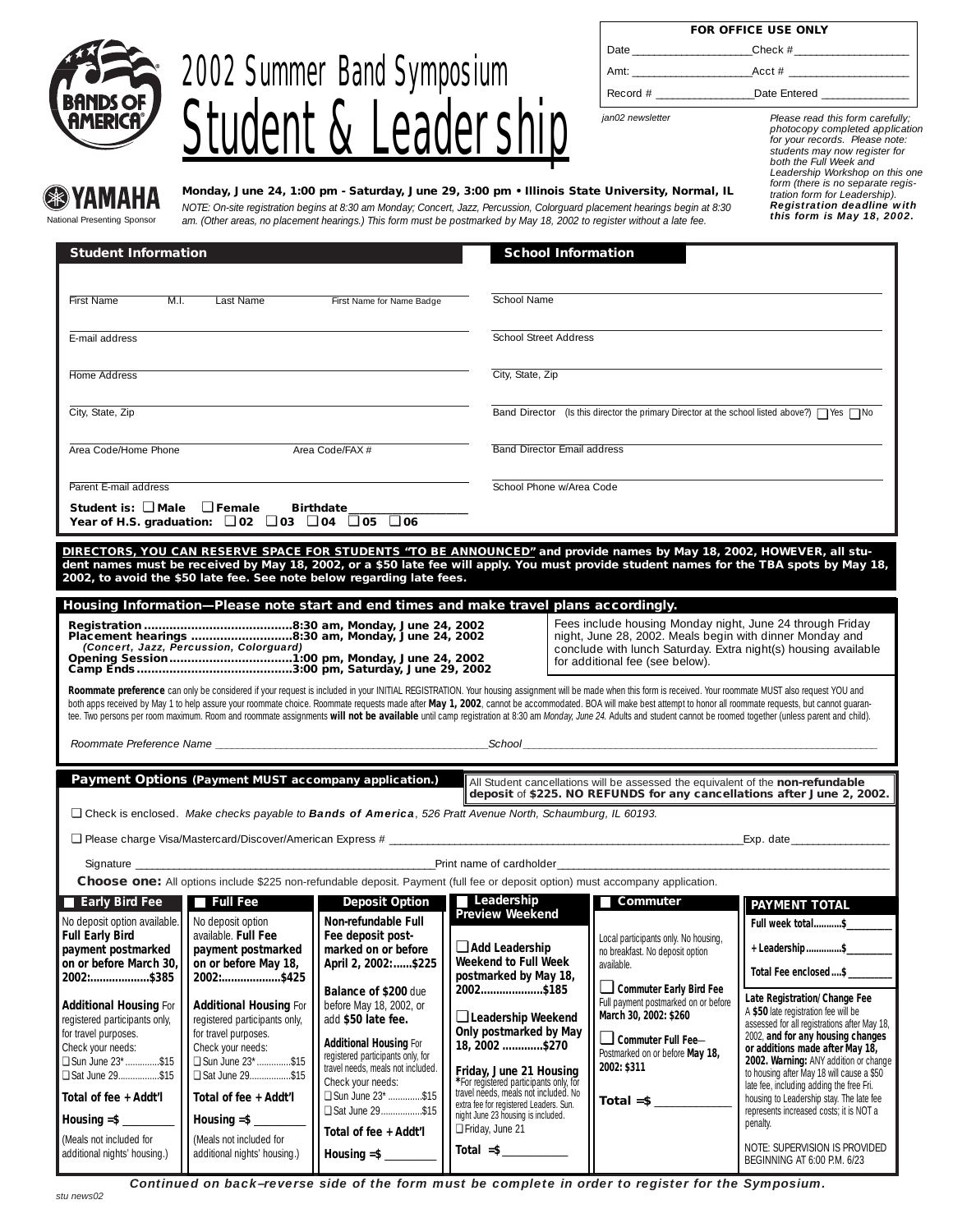# 2002 Summer Band Symposium
# Student & Leadership

BANDS OF AMERICA

YAMAHA
National Presenting Sponsor

| FOR OFFICE USE ONLY | |
|---|---|
| Date ________________ | Check # ________________ |
| Amt: ________________ | Acct # ________________ |
| Record # ________________ | Date Entered ________________ |

jan02 newsletter

*Please read this form carefully; photocopy completed application for your records. Please note: students may now register for both the Full Week and Leadership Workshop on this one form (there is no separate registration form for Leadership).* ***Registration deadline with this form is May 18, 2002.***

**Monday, June 24, 1:00 pm - Saturday, June 29, 3:00 pm • Illinois State University, Normal, IL**

*NOTE: On-site registration begins at 8:30 am Monday; Concert, Jazz, Percussion, Colorguard placement hearings begin at 8:30 am. (Other areas, no placement hearings.) This form must be postmarked by May 18, 2002 to register without a late fee.*

## Student Information

First Name ______ M.I. ______ Last Name ______ First Name for Name Badge ______

E-mail address ______

Home Address ______

City, State, Zip ______

Area Code/Home Phone ______ Area Code/FAX # ______

Parent E-mail address ______

**Student is:** ❑ **Male** ❑ **Female** **Birthdate** ______

**Year of H.S. graduation:** ❑ **02** ❑ **03** ❑ **04** ❑ **05** ❑ **06**

## School Information

School Name ______

School Street Address ______

City, State, Zip ______

Band Director (Is this director the primary Director at the school listed above?) ❑ Yes ❑ No

Band Director Email address ______

School Phone w/Area Code ______

**DIRECTORS, YOU CAN RESERVE SPACE FOR STUDENTS "TO BE ANNOUNCED" and provide names by May 18, 2002, HOWEVER, all student names must be received by May 18, 2002, or a $50 late fee will apply. You must provide student names for the TBA spots by May 18, 2002, to avoid the $50 late fee. See note below regarding late fees.**

## Housing Information—Please note start and end times and make travel plans accordingly.

**Registration ........................................8:30 am, Monday, June 24, 2002**
**Placement hearings ...........................8:30 am, Monday, June 24, 2002**
***(Concert, Jazz, Percussion, Colorguard)***
**Opening Session.................................1:00 pm, Monday, June 24, 2002**
**Camp Ends...........................................3:00 pm, Saturday, June 29, 2002**

Fees include housing Monday night, June 24 through Friday night, June 28, 2002. Meals begin with dinner Monday and conclude with lunch Saturday. Extra night(s) housing available for additional fee (see below).

**Roommate preference** can only be considered if your request is included in your INITIAL REGISTRATION. Your housing assignment will be made when this form is received. Your roommate MUST also request YOU and both apps received by May 1 to help assure your roommate choice. Roommate requests made after **May 1, 2002**, cannot be accommodated. BOA will make best attempt to honor all roommate requests, but cannot guarantee. Two persons per room maximum. Room and roommate assignments **will not be available** until camp registration at 8:30 am *Monday, June 24.* Adults and student cannot be roomed together (unless parent and child).

*Roommate Preference Name* ______ *School* ______

## Payment Options (Payment MUST accompany application.)

All Student cancellations will be assessed the equivalent of the **non-refundable deposit** of **$225. NO REFUNDS for any cancellations after June 2, 2002.**

❑ Check is enclosed. *Make checks payable to* ***Bands of America****, 526 Pratt Avenue North, Schaumburg, IL 60193.*

❑ Please charge Visa/Mastercard/Discover/American Express # ______ Exp. date ______

Signature ______ Print name of cardholder ______

**Choose one:** All options include $225 non-refundable deposit. Payment (full fee or deposit option) must accompany application.

| Early Bird Fee | Full Fee | Deposit Option | Leadership Preview Weekend | Commuter | PAYMENT TOTAL |
|---|---|---|---|---|---|
| No deposit option available. **Full Early Bird payment postmarked on or before March 30, 2002:..................$385**<br><br>**Additional Housing** For registered participants only, for travel purposes. Check your needs:<br>❑ Sun June 23* ..............$15<br>❑ Sat June 29.................$15<br><br>**Total of fee + Addt'l Housing =$** ______<br><br>(Meals not included for additional nights' housing.) | No deposit option available. **Full Fee payment postmarked on or before May 18, 2002:..................$425**<br><br>**Additional Housing** For registered participants only, for travel purposes. Check your needs:<br>❑ Sun June 23* ..............$15<br>❑ Sat June 29.................$15<br><br>**Total of fee + Addt'l Housing =$** ______<br><br>(Meals not included for additional nights' housing.) | **Non-refundable Full Fee deposit postmarked on or before April 2, 2002:......$225**<br><br>**Balance of $200** due before May 18, 2002, or add **$50 late fee.**<br><br>**Additional Housing** For registered participants only, for travel needs, meals not included. Check your needs:<br>❑ Sun June 23* ..............$15<br>❑ Sat June 29.................$15<br><br>**Total of fee + Addt'l Housing =$** ______ | ❑ **Add Leadership Weekend to Full Week postmarked by May 18, 2002...................$185**<br><br>❑ **Leadership Weekend Only postmarked by May 18, 2002 ............$270**<br><br>**Friday, June 21 Housing** *For registered participants only, for travel needs, meals not included. No extra fee for registered Leaders. Sun. night June 23 housing is included.<br>❑ Friday, June 21<br><br>**Total =$** ______ | Local participants only. No housing, no breakfast. No deposit option available.<br><br>❑ **Commuter Early Bird Fee** Full payment postmarked on or before **March 30, 2002: $260**<br><br>❑ **Commuter Full Fee**—Postmarked on or before **May 18, 2002: $311**<br><br>**Total =$** ______ | **Full week total...........$** ______<br><br>**+ Leadership..............$** ______<br><br>**Total Fee enclosed ....$** ______<br><br>**Late Registration/Change Fee** A **$50** late registration fee will be assessed for all registrations after May 18, 2002, **and for any housing changes or additions made after May 18, 2002. Warning:** ANY addition or change to housing after May 18 will cause a $50 late fee, including adding the free Fri. housing to Leadership stay. The late fee represents increased costs; it is NOT a penalty.<br><br>NOTE: SUPERVISION IS PROVIDED BEGINNING AT 6:00 P.M. 6/23 |

***Continued on back–reverse side of the form must be complete in order to register for the Symposium.***

stu news02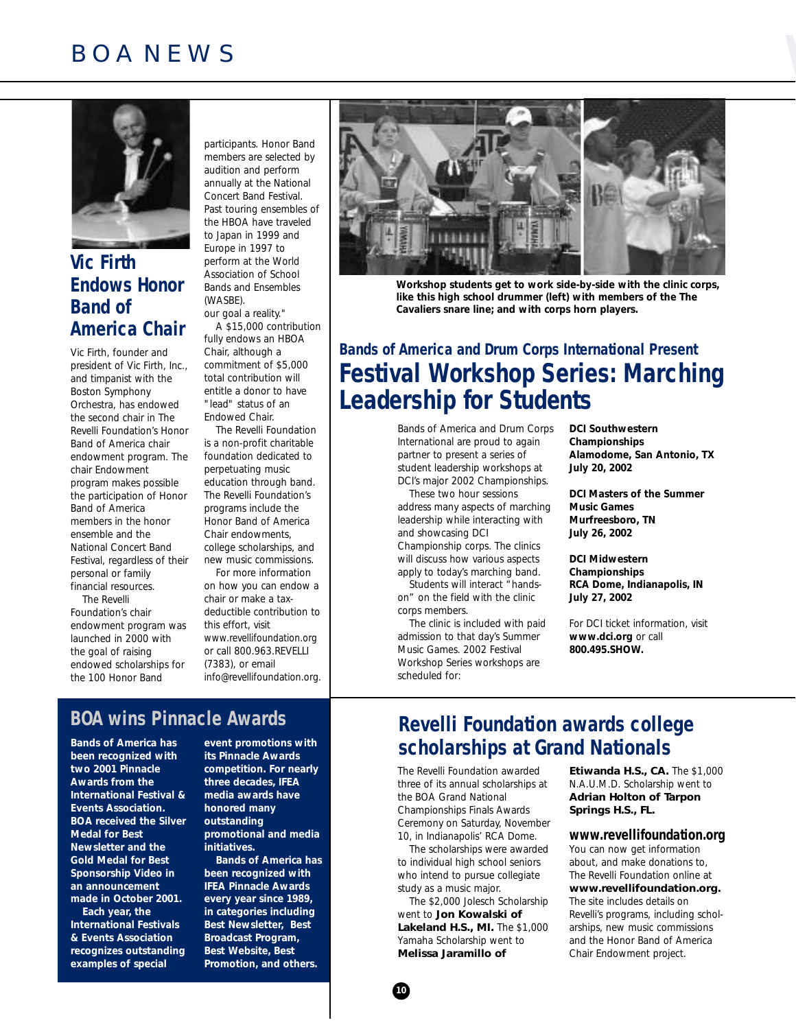## Vic Firth Endows Honor Band of America Chair

Vic Firth, founder and president of Vic Firth, Inc., and timpanist with the Boston Symphony Orchestra, has endowed the second chair in The Revelli Foundation's Honor Band of America chair endowment program. The chair Endowment program makes possible the participation of Honor Band of America members in the honor ensemble and the National Concert Band Festival, regardless of their personal or family financial resources.

The Revelli Foundation's chair endowment program was launched in 2000 with the goal of raising endowed scholarships for the 100 Honor Band participants. Honor Band members are selected by audition and perform annually at the National Concert Band Festival. Past touring ensembles of the HBOA have traveled to Japan in 1999 and Europe in 1997 to perform at the World Association of School Bands and Ensembles (WASBE).

our goal a reality."

A $15,000 contribution fully endows an HBOA Chair, although a commitment of $5,000 total contribution will entitle a donor to have "lead" status of an Endowed Chair.

The Revelli Foundation is a non-profit charitable foundation dedicated to perpetuating music education through band. The Revelli Foundation's programs include the Honor Band of America Chair endowments, college scholarships, and new music commissions.

For more information on how you can endow a chair or make a tax-deductible contribution to this effort, visit www.revellifoundation.org or call 800.963.REVELLI (7383), or email info@revellifoundation.org.

Workshop students get to work side-by-side with the clinic corps, like this high school drummer (left) with members of the The Cavaliers snare line; and with corps horn players.

### Bands of America and Drum Corps International Present

## Festival Workshop Series: Marching Leadership for Students

Bands of America and Drum Corps International are proud to again partner to present a series of student leadership workshops at DCI's major 2002 Championships.

These two hour sessions address many aspects of marching leadership while interacting with and showcasing DCI Championship corps. The clinics will discuss how various aspects apply to today's marching band.

Students will interact "hands-on" on the field with the clinic corps members.

The clinic is included with paid admission to that day's Summer Music Games. 2002 Festival Workshop Series workshops are scheduled for:

**DCI Southwestern Championships**
**Alamodome, San Antonio, TX**
**July 20, 2002**

**DCI Masters of the Summer Music Games**
**Murfreesboro, TN**
**July 26, 2002**

**DCI Midwestern Championships**
**RCA Dome, Indianapolis, IN**
**July 27, 2002**

For DCI ticket information, visit **www.dci.org** or call **800.495.SHOW.**

## BOA wins Pinnacle Awards

**Bands of America has been recognized with two 2001 Pinnacle Awards from the International Festival & Events Association. BOA received the Silver Medal for Best Newsletter and the Gold Medal for Best Sponsorship Video in an announcement made in October 2001.**

**Each year, the International Festivals & Events Association recognizes outstanding examples of special event promotions with its Pinnacle Awards competition. For nearly three decades, IFEA media awards have honored many outstanding promotional and media initiatives.**

**Bands of America has been recognized with IFEA Pinnacle Awards every year since 1989, in categories including Best Newsletter, Best Broadcast Program, Best Website, Best Promotion, and others.**

## Revelli Foundation awards college scholarships at Grand Nationals

The Revelli Foundation awarded three of its annual scholarships at the BOA Grand National Championships Finals Awards Ceremony on Saturday, November 10, in Indianapolis' RCA Dome.

The scholarships were awarded to individual high school seniors who intend to pursue collegiate study as a music major.

The $2,000 Jolesch Scholarship went to **Jon Kowalski of Lakeland H.S., MI.** The $1,000 Yamaha Scholarship went to **Melissa Jaramillo of Etiwanda H.S., CA.** The $1,000 N.A.U.M.D. Scholarship went to **Adrian Holton of Tarpon Springs H.S., FL.**

### www.revellifoundation.org

You can now get information about, and make donations to, The Revelli Foundation online at **www.revellifoundation.org.** The site includes details on Revelli's programs, including scholarships, new music commissions and the Honor Band of America Chair Endowment project.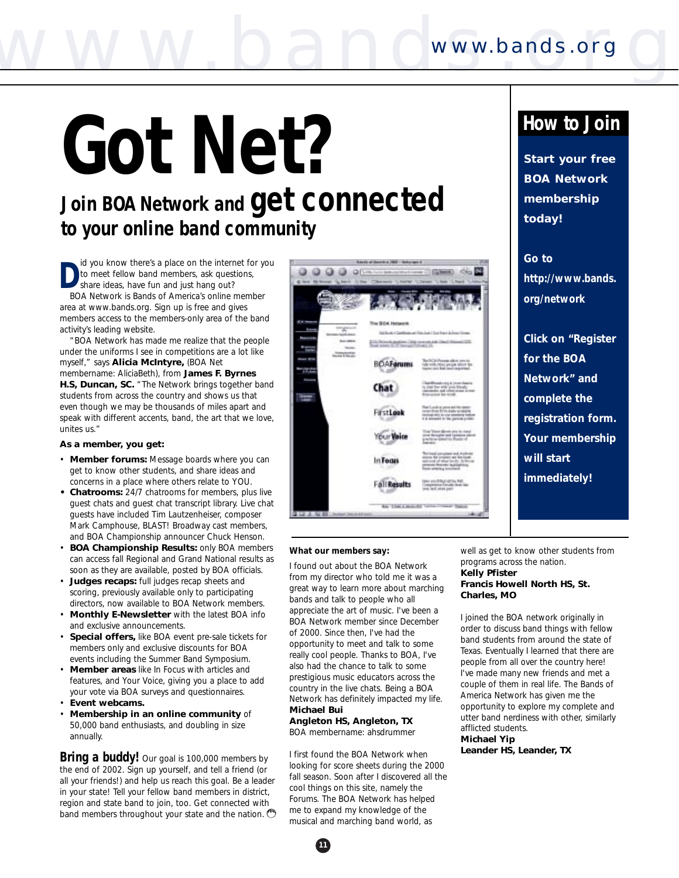# Got Net?

## Join BOA Network and get connected to your online band community

Did you know there's a place on the internet for you to meet fellow band members, ask questions, share ideas, have fun and just hang out?

BOA Network is Bands of America's online member area at www.bands.org. Sign up is free and gives members access to the members-only area of the band activity's leading website.

"BOA Network has made me realize that the people under the uniforms I see in competitions are a lot like myself," says **Alicia McIntyre,** (BOA Net membername: AliciaBeth), from **James F. Byrnes H.S, Duncan, SC.** "The Network brings together band students from across the country and shows us that even though we may be thousands of miles apart and speak with different accents, band, the art that we love, unites us."

**As a member, you get:**

- **Member forums:** Message boards where you can get to know other students, and share ideas and concerns in a place where others relate to YOU.
- **Chatrooms:** 24/7 chatrooms for members, plus live guest chats and guest chat transcript library. Live chat guests have included Tim Lautzenheiser, composer Mark Camphouse, BLAST! Broadway cast members, and BOA Championship announcer Chuck Henson.
- **BOA Championship Results:** only BOA members can access fall Regional and Grand National results as soon as they are available, posted by BOA officials.
- **Judges recaps:** full judges recap sheets and scoring, previously available only to participating directors, now available to BOA Network members.
- **Monthly E-Newsletter** with the latest BOA info and exclusive announcements.
- **Special offers,** like BOA event pre-sale tickets for members only and exclusive discounts for BOA events including the Summer Band Symposium.
- **Member areas** like In Focus with articles and features, and Your Voice, giving you a place to add your vote via BOA surveys and questionnaires.
- **Event webcams.**
- **Membership in an online community** of 50,000 band enthusiasts, and doubling in size annually.

**Bring a buddy!** Our goal is 100,000 members by the end of 2002. Sign up yourself, and tell a friend (or all your friends!) and help us reach this goal. Be a leader in your state! Tell your fellow band members in district, region and state band to join, too. Get connected with band members throughout your state and the nation.

## How to Join

**Start your free BOA Network membership today!**

**Go to http://www.bands.org/network**

**Click on "Register for the BOA Network" and complete the registration form. Your membership will start immediately!**

**What our members say:**

I found out about the BOA Network from my director who told me it was a great way to learn more about marching bands and talk to people who all appreciate the art of music. I've been a BOA Network member since December of 2000. Since then, I've had the opportunity to meet and talk to some really cool people. Thanks to BOA, I've also had the chance to talk to some prestigious music educators across the country in the live chats. Being a BOA Network has definitely impacted my life.
**Michael Bui**
**Angleton HS, Angleton, TX**
BOA membername: ahsdrummer

I first found the BOA Network when looking for score sheets during the 2000 fall season. Soon after I discovered all the cool things on this site, namely the Forums. The BOA Network has helped me to expand my knowledge of the musical and marching band world, as well as get to know other students from programs across the nation.
**Kelly Pfister**
**Francis Howell North HS, St. Charles, MO**

I joined the BOA network originally in order to discuss band things with fellow band students from around the state of Texas. Eventually I learned that there are people from all over the country here! I've made many new friends and met a couple of them in real life. The Bands of America Network has given me the opportunity to explore my complete and utter band nerdiness with other, similarly afflicted students.
**Michael Yip**
**Leander HS, Leander, TX**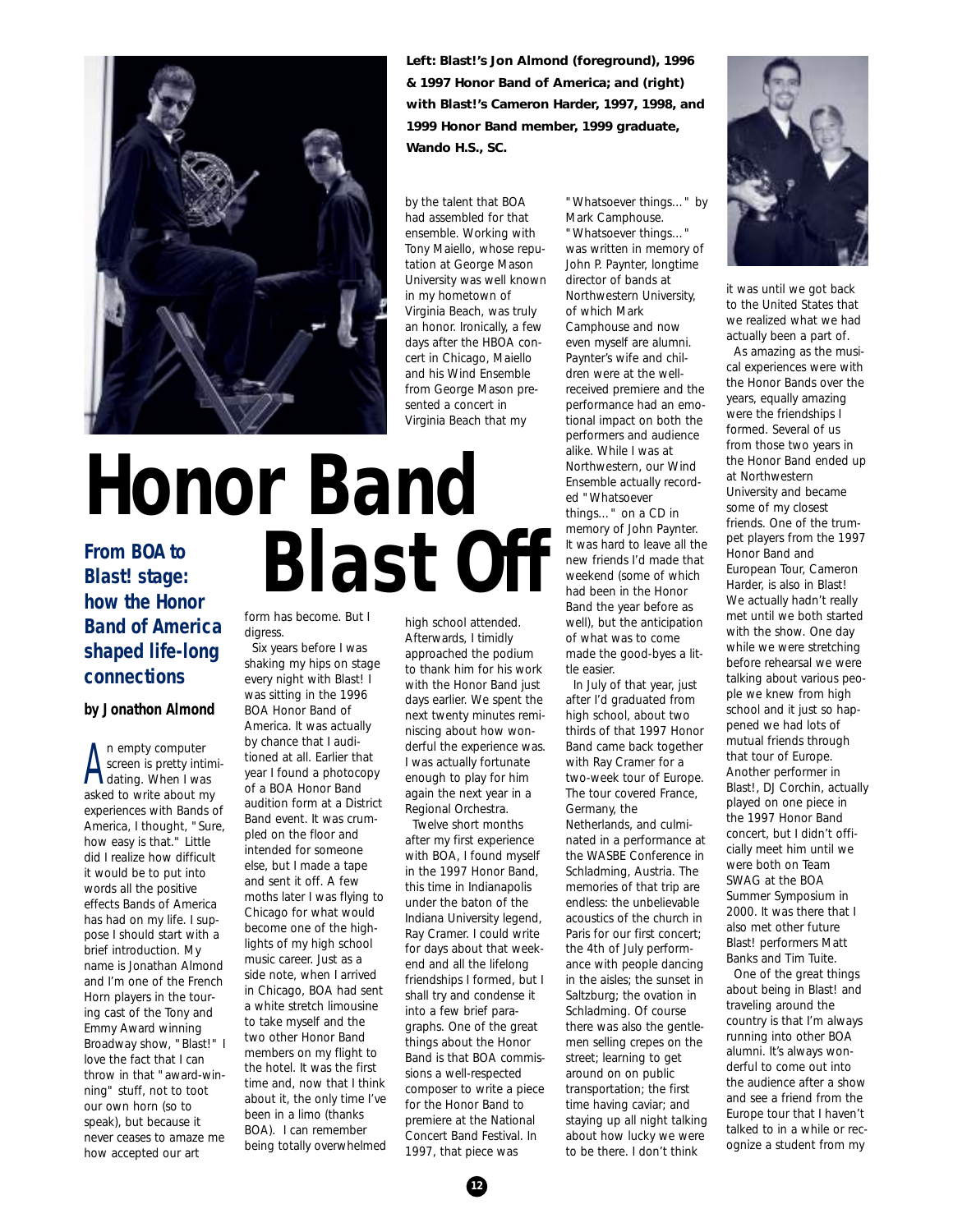**Left: Blast!'s Jon Almond (foreground), 1996 & 1997 Honor Band of America; and (right) with Blast!'s Cameron Harder, 1997, 1998, and 1999 Honor Band member, 1999 graduate, Wando H.S., SC.**

# Honor Band Blast Off

## From BOA to Blast! stage: how the Honor Band of America shaped life-long connections

**by Jonathon Almond**

An empty computer screen is pretty intimidating. When I was asked to write about my experiences with Bands of America, I thought, "Sure, how easy is that." Little did I realize how difficult it would be to put into words all the positive effects Bands of America has had on my life. I suppose I should start with a brief introduction. My name is Jonathan Almond and I'm one of the French Horn players in the touring cast of the Tony and Emmy Award winning Broadway show, "Blast!" I love the fact that I can throw in that "award-winning" stuff, not to toot our own horn (so to speak), but because it never ceases to amaze me how accepted our art form has become. But I digress.

Six years before I was shaking my hips on stage every night with Blast! I was sitting in the 1996 BOA Honor Band of America. It was actually by chance that I auditioned at all. Earlier that year I found a photocopy of a BOA Honor Band audition form at a District Band event. It was crumpled on the floor and intended for someone else, but I made a tape and sent it off. A few moths later I was flying to Chicago for what would become one of the highlights of my high school music career. Just as a side note, when I arrived in Chicago, BOA had sent a white stretch limousine to take myself and the two other Honor Band members on my flight to the hotel. It was the first time and, now that I think about it, the only time I've been in a limo (thanks BOA). I can remember being totally overwhelmed by the talent that BOA had assembled for that ensemble. Working with Tony Maiello, whose reputation at George Mason University was well known in my hometown of Virginia Beach, was truly an honor. Ironically, a few days after the HBOA concert in Chicago, Maiello and his Wind Ensemble from George Mason presented a concert in Virginia Beach that my high school attended. Afterwards, I timidly approached the podium to thank him for his work with the Honor Band just days earlier. We spent the next twenty minutes reminiscing about how wonderful the experience was. I was actually fortunate enough to play for him again the next year in a Regional Orchestra.

Twelve short months after my first experience with BOA, I found myself in the 1997 Honor Band, this time in Indianapolis under the baton of the Indiana University legend, Ray Cramer. I could write for days about that weekend and all the lifelong friendships I formed, but I shall try and condense it into a few brief paragraphs. One of the great things about the Honor Band is that BOA commissions a well-respected composer to write a piece for the Honor Band to premiere at the National Concert Band Festival. In 1997, that piece was "Whatsoever things…" by Mark Camphouse. "Whatsoever things…" was written in memory of John P. Paynter, longtime director of bands at Northwestern University, of which Mark Camphouse and now even myself are alumni. Paynter's wife and children were at the well-received premiere and the performance had an emotional impact on both the performers and audience alike. While I was at Northwestern, our Wind Ensemble actually recorded "Whatsoever things…" on a CD in memory of John Paynter. It was hard to leave all the new friends I'd made that weekend (some of which had been in the Honor Band the year before as well), but the anticipation of what was to come made the good-byes a little easier.

In July of that year, just after I'd graduated from high school, about two thirds of that 1997 Honor Band came back together with Ray Cramer for a two-week tour of Europe. The tour covered France, Germany, the Netherlands, and culminated in a performance at the WASBE Conference in Schladming, Austria. The memories of that trip are endless: the unbelievable acoustics of the church in Paris for our first concert; the 4th of July performance with people dancing in the aisles; the sunset in Saltzburg; the ovation in Schladming. Of course there was also the gentlemen selling crepes on the street; learning to get around on on public transportation; the first time having caviar; and staying up all night talking about how lucky we were to be there. I don't think it was until we got back to the United States that we realized what we had actually been a part of.

As amazing as the musical experiences were with the Honor Bands over the years, equally amazing were the friendships I formed. Several of us from those two years in the Honor Band ended up at Northwestern University and became some of my closest friends. One of the trumpet players from the 1997 Honor Band and European Tour, Cameron Harder, is also in Blast! We actually hadn't really met until we both started with the show. One day while we were stretching before rehearsal we were talking about various people we knew from high school and it just so happened we had lots of mutual friends through that tour of Europe. Another performer in Blast!, DJ Corchin, actually played on one piece in the 1997 Honor Band concert, but I didn't officially meet him until we were both on Team SWAG at the BOA Summer Symposium in 2000. It was there that I also met other future Blast! performers Matt Banks and Tim Tuite.

One of the great things about being in Blast! and traveling around the country is that I'm always running into other BOA alumni. It's always wonderful to come out into the audience after a show and see a friend from the Europe tour that I haven't talked to in a while or recognize a student from my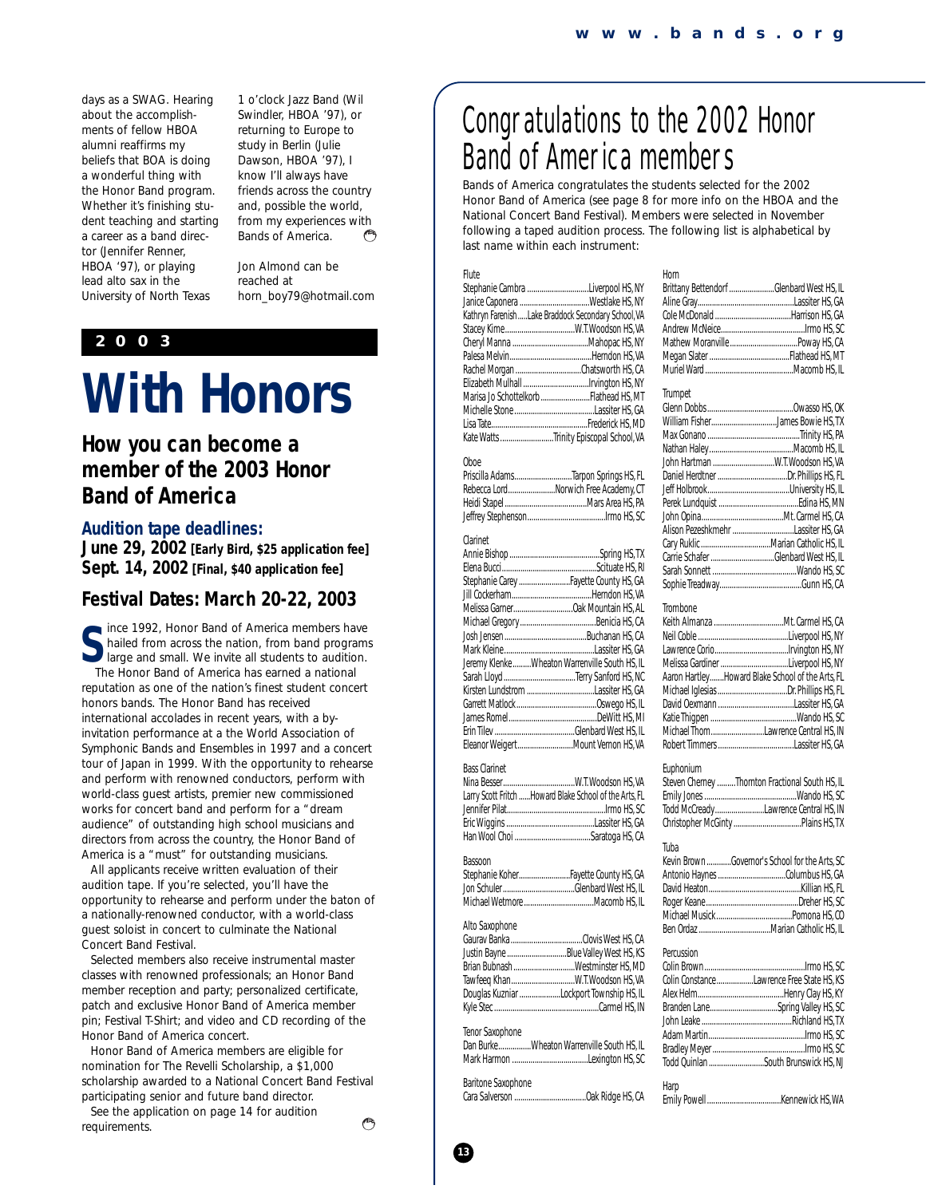days as a SWAG. Hearing about the accomplishments of fellow HBOA alumni reaffirms my beliefs that BOA is doing a wonderful thing with the Honor Band program. Whether it's finishing student teaching and starting a career as a band director (Jennifer Renner, HBOA '97), or playing lead alto sax in the University of North Texas 1 o'clock Jazz Band (Wil Swindler, HBOA '97), or returning to Europe to study in Berlin (Julie Dawson, HBOA '97), I know I'll always have friends across the country and, possible the world, from my experiences with Bands of America.

Jon Almond can be reached at horn_boy79@hotmail.com

**2 0 0 3**

# With Honors

## How you can become a member of the 2003 Honor Band of America

### Audition tape deadlines:

**June 29, 2002 [Early Bird, $25 application fee]**
**Sept. 14, 2002 [Final, $40 application fee]**

### Festival Dates: March 20-22, 2003

Since 1992, Honor Band of America members have hailed from across the nation, from band programs large and small. We invite all students to audition.

The Honor Band of America has earned a national reputation as one of the nation's finest student concert honors bands. The Honor Band has received international accolades in recent years, with a by-invitation performance at a the World Association of Symphonic Bands and Ensembles in 1997 and a concert tour of Japan in 1999. With the opportunity to rehearse and perform with renowned conductors, perform with world-class guest artists, premier new commissioned works for concert band and perform for a "dream audience" of outstanding high school musicians and directors from across the country, the Honor Band of America is a "must" for outstanding musicians.

All applicants receive written evaluation of their audition tape. If you're selected, you'll have the opportunity to rehearse and perform under the baton of a nationally-renowned conductor, with a world-class guest soloist in concert to culminate the National Concert Band Festival.

Selected members also receive instrumental master classes with renowned professionals; an Honor Band member reception and party; personalized certificate, patch and exclusive Honor Band of America member pin; Festival T-Shirt; and video and CD recording of the Honor Band of America concert.

Honor Band of America members are eligible for nomination for The Revelli Scholarship, a $1,000 scholarship awarded to a National Concert Band Festival participating senior and future band director.

See the application on page 14 for audition requirements.

# Congratulations to the 2002 Honor Band of America members

Bands of America congratulates the students selected for the 2002 Honor Band of America (see page 8 for more info on the HBOA and the National Concert Band Festival). Members were selected in November following a taped audition process. The following list is alphabetical by last name within each instrument:

**Flute**
Stephanie Cambra ........ Liverpool HS, NY
Janice Caponera ........ Westlake HS, NY
Kathryn Farenish ........ Lake Braddock Secondary School, VA
Stacey Kime ........ W.T.Woodson HS, VA
Cheryl Manna ........ Mahopac HS, NY
Palesa Melvin ........ Herndon HS, VA
Rachel Morgan ........ Chatsworth HS, CA
Elizabeth Mulhall ........ Irvington HS, NY
Marisa Jo Schottelkorb ........ Flathead HS, MT
Michelle Stone ........ Lassiter HS, GA
Lisa Tate ........ Frederick HS, MD
Kate Watts ........ Trinity Episcopal School, VA

**Oboe**
Priscilla Adams ........ Tarpon Springs HS, FL
Rebecca Lord ........ Norwich Free Academy, CT
Heidi Stapel ........ Mars Area HS, PA
Jeffrey Stephenson ........ Irmo HS, SC

**Clarinet**
Annie Bishop ........ Spring HS, TX
Elena Bucci ........ Scituate HS, RI
Stephanie Carey ........ Fayette County HS, GA
Jill Cockerham ........ Herndon HS, VA
Melissa Garner ........ Oak Mountain HS, AL
Michael Gregory ........ Benicia HS, CA
Josh Jensen ........ Buchanan HS, CA
Mark Kleine ........ Lassiter HS, GA
Jeremy Klenke ........ Wheaton Warrenville South HS, IL
Sarah Lloyd ........ Terry Sanford HS, NC
Kirsten Lundstrom ........ Lassiter HS, GA
Garrett Matlock ........ Oswego HS, IL
James Romel ........ DeWitt HS, MI
Erin Tilev ........ Glenbard West HS, IL
Eleanor Weigert ........ Mount Vernon HS, VA

**Bass Clarinet**
Nina Besser ........ W.T.Woodson HS, VA
Larry Scott Fritch ........ Howard Blake School of the Arts, FL
Jennifer Pilat ........ Irmo HS, SC
Eric Wiggins ........ Lassiter HS, GA
Han Wool Choi ........ Saratoga HS, CA

**Bassoon**
Stephanie Koher ........ Fayette County HS, GA
Jon Schuler ........ Glenbard West HS, IL
Michael Wetmore ........ Macomb HS, IL

**Alto Saxophone**
Gaurav Banka ........ Clovis West HS, CA
Justin Bayne ........ Blue Valley West HS, KS
Brian Bubnash ........ Westminster HS, MD
Tawfeeq Khan ........ W.T.Woodson HS, VA
Douglas Kuzniar ........ Lockport Township HS, IL
Kyle Stec ........ Carmel HS, IN

**Tenor Saxophone**
Dan Burke ........ Wheaton Warrenville South HS, IL
Mark Harmon ........ Lexington HS, SC

**Baritone Saxophone**
Cara Salverson ........ Oak Ridge HS, CA

**Horn**
Brittany Bettendorf ........ Glenbard West HS, IL
Aline Gray ........ Lassiter HS, GA
Cole McDonald ........ Harrison HS, GA
Andrew McNeice ........ Irmo HS, SC
Mathew Moranville ........ Poway HS, CA
Megan Slater ........ Flathead HS, MT
Muriel Ward ........ Macomb HS, IL

**Trumpet**
Glenn Dobbs ........ Owasso HS, OK
William Fisher ........ James Bowie HS, TX
Max Gonano ........ Trinity HS, PA
Nathan Haley ........ Macomb HS, IL
John Hartman ........ W.T.Woodson HS, VA
Daniel Herdtner ........ Dr. Phillips HS, FL
Jeff Holbrook ........ University HS, IL
Perek Lundquist ........ Edina HS, MN
John Opina ........ Mt. Carmel HS, CA
Alison Pezeshkmehr ........ Lassiter HS, GA
Cary Ruklic ........ Marian Catholic HS, IL
Carrie Schafer ........ Glenbard West HS, IL
Sarah Sonnett ........ Wando HS, SC
Sophie Treadway ........ Gunn HS, CA

**Trombone**
Keith Almanza ........ Mt. Carmel HS, CA
Neil Coble ........ Liverpool HS, NY
Lawrence Corio ........ Irvington HS, NY
Melissa Gardiner ........ Liverpool HS, NY
Aaron Hartley ........ Howard Blake School of the Arts, FL
Michael Iglesias ........ Dr. Phillips HS, FL
David Oexmann ........ Lassiter HS, GA
Katie Thigpen ........ Wando HS, SC
Michael Thom ........ Lawrence Central HS, IN
Robert Timmers ........ Lassiter HS, GA

**Euphonium**
Steven Cherney ........ Thornton Fractional South HS, IL
Emily Jones ........ Wando HS, SC
Todd McCready ........ Lawrence Central HS, IN
Christopher McGinty ........ Plains HS, TX

**Tuba**
Kevin Brown ........ Governor's School for the Arts, SC
Antonio Haynes ........ Columbus HS, GA
David Heaton ........ Killian HS, FL
Roger Keane ........ Dreher HS, SC
Michael Musick ........ Pomona HS, CO
Ben Ordaz ........ Marian Catholic HS, IL

**Percussion**
Colin Brown ........ Irmo HS, SC
Colin Constance ........ Lawrence Free State HS, KS
Alex Helm ........ Henry Clay HS, KY
Branden Lane ........ Spring Valley HS, SC
John Leake ........ Richland HS, TX
Adam Martin ........ Irmo HS, SC
Bradley Meyer ........ Irmo HS, SC
Todd Quinlan ........ South Brunswick HS, NJ

**Harp**
Emily Powell ........ Kennewick HS, WA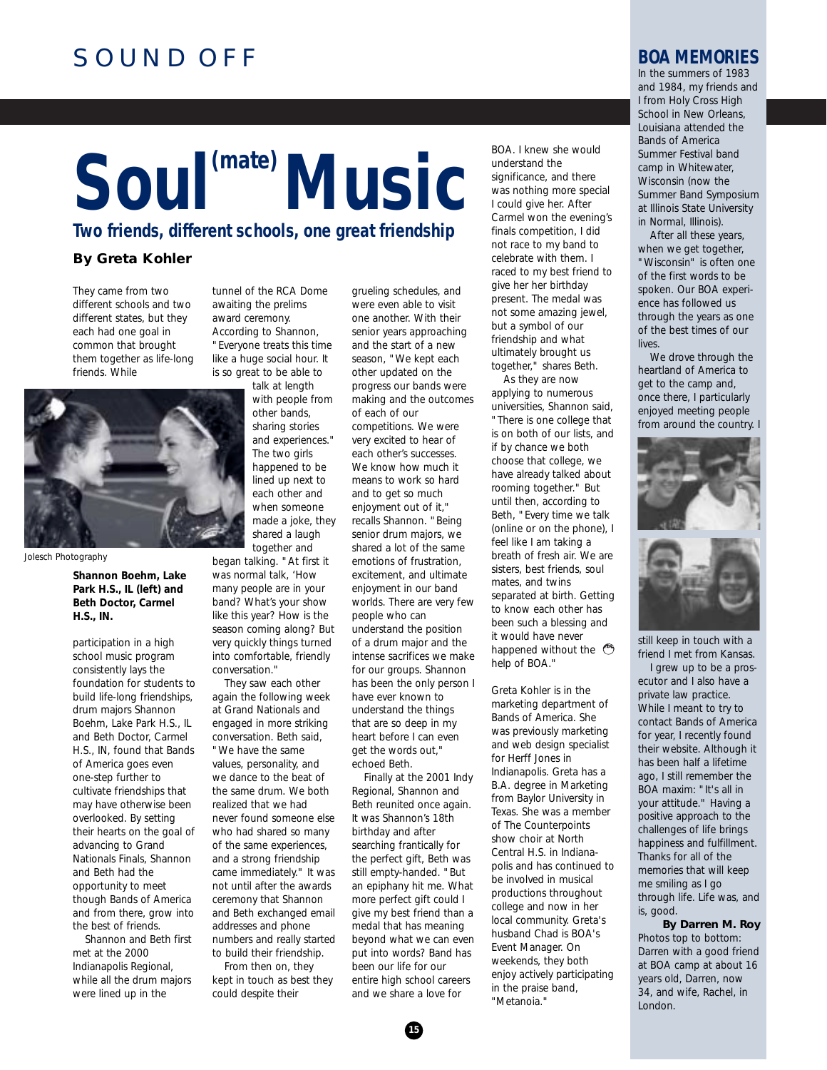# Soul(mate) Music

## Two friends, different schools, one great friendship

**By Greta Kohler**

They came from two different schools and two different states, but they each had one goal in common that brought them together as life-long friends. While participation in a high school music program consistently lays the foundation for students to build life-long friendships, drum majors Shannon Boehm, Lake Park H.S., IL and Beth Doctor, Carmel H.S., IN, found that Bands of America goes even one-step further to cultivate friendships that may have otherwise been overlooked. By setting their hearts on the goal of advancing to Grand Nationals Finals, Shannon and Beth had the opportunity to meet though Bands of America and from there, grow into the best of friends.

Jolesch Photography

**Shannon Boehm, Lake Park H.S., IL (left) and Beth Doctor, Carmel H.S., IN.**

Shannon and Beth first met at the 2000 Indianapolis Regional, while all the drum majors were lined up in the tunnel of the RCA Dome awaiting the prelims award ceremony. According to Shannon, "Everyone treats this time like a huge social hour. It is so great to be able to talk at length with people from other bands, sharing stories and experiences." The two girls happened to be lined up next to each other and when someone made a joke, they shared a laugh together and began talking. "At first it was normal talk, 'How many people are in your band? What's your show like this year? How is the season coming along? But very quickly things turned into comfortable, friendly conversation."

They saw each other again the following week at Grand Nationals and engaged in more striking conversation. Beth said, "We have the same values, personality, and we dance to the beat of the same drum. We both realized that we had never found someone else who had shared so many of the same experiences, and a strong friendship came immediately." It was not until after the awards ceremony that Shannon and Beth exchanged email addresses and phone numbers and really started to build their friendship.

From then on, they kept in touch as best they could despite their grueling schedules, and were even able to visit one another. With their senior years approaching and the start of a new season, "We kept each other updated on the progress our bands were making and the outcomes of each of our competitions. We were very excited to hear of each other's successes. We know how much it means to work so hard and to get so much enjoyment out of it," recalls Shannon. "Being senior drum majors, we shared a lot of the same emotions of frustration, excitement, and ultimate enjoyment in our band worlds. There are very few people who can understand the position of a drum major and the intense sacrifices we make for our groups. Shannon has been the only person I have ever known to understand the things that are so deep in my heart before I can even get the words out," echoed Beth.

Finally at the 2001 Indy Regional, Shannon and Beth reunited once again. It was Shannon's 18th birthday and after searching frantically for the perfect gift, Beth was still empty-handed. "But an epiphany hit me. What more perfect gift could I give my best friend than a medal that has meaning beyond what we can even put into words? Band has been our life for our entire high school careers and we share a love for BOA. I knew she would understand the significance, and there was nothing more special I could give her. After Carmel won the evening's finals competition, I did not race to my band to celebrate with them. I raced to my best friend to give her her birthday present. The medal was not some amazing jewel, but a symbol of our friendship and what ultimately brought us together," shares Beth.

As they are now applying to numerous universities, Shannon said, "There is one college that is on both of our lists, and if by chance we both choose that college, we have already talked about rooming together." But until then, according to Beth, "Every time we talk (online or on the phone), I feel like I am taking a breath of fresh air. We are sisters, best friends, soul mates, and twins separated at birth. Getting to know each other has been such a blessing and it would have never happened without the help of BOA."

Greta Kohler is in the marketing department of Bands of America. She was previously marketing and web design specialist for Herff Jones in Indianapolis. Greta has a B.A. degree in Marketing from Baylor University in Texas. She was a member of The Counterpoints show choir at North Central H.S. in Indianapolis and has continued to be involved in musical productions throughout college and now in her local community. Greta's husband Chad is BOA's Event Manager. On weekends, they both enjoy actively participating in the praise band, "Metanoia."

## BOA MEMORIES

In the summers of 1983 and 1984, my friends and I from Holy Cross High School in New Orleans, Louisiana attended the Bands of America Summer Festival band camp in Whitewater, Wisconsin (now the Summer Band Symposium at Illinois State University in Normal, Illinois).

After all these years, when we get together, "Wisconsin" is often one of the first words to be spoken. Our BOA experience has followed us through the years as one of the best times of our lives.

We drove through the heartland of America to get to the camp and, once there, I particularly enjoyed meeting people from around the country. I still keep in touch with a friend I met from Kansas.

I grew up to be a prosecutor and I also have a private law practice. While I meant to try to contact Bands of America for year, I recently found their website. Although it has been half a lifetime ago, I still remember the BOA maxim: "It's all in your attitude." Having a positive approach to the challenges of life brings happiness and fulfillment. Thanks for all of the memories that will keep me smiling as I go through life. Life was, and is, good.

**By Darren M. Roy**

Photos top to bottom: Darren with a good friend at BOA camp at 16 years old, Darren, now 34, and wife, Rachel, in London.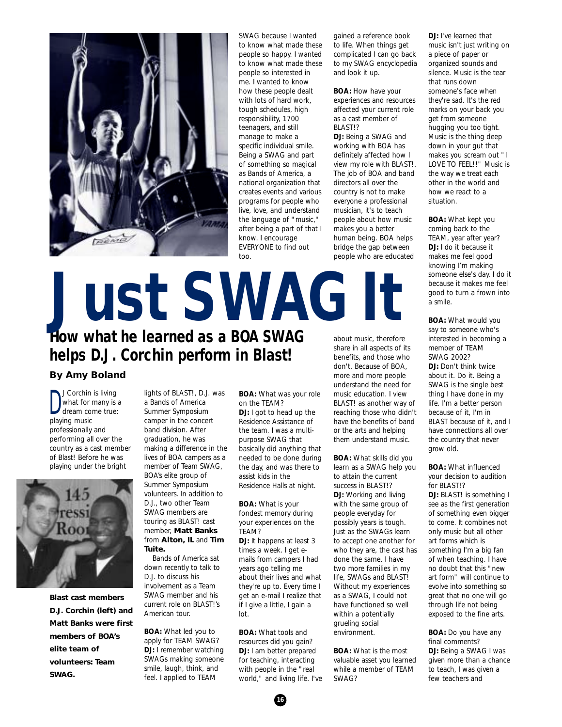# Just SWAG It

## How what he learned as a BOA SWAG helps D.J. Corchin perform in Blast!

**By Amy Boland**

DJ Corchin is living what for many is a dream come true: playing music professionally and performing all over the country as a cast member of Blast! Before he was playing under the bright lights of BLAST!, D.J. was a Bands of America Summer Symposium camper in the concert band division. After graduation, he was making a difference in the lives of BOA campers as a member of Team SWAG, BOA's elite group of Summer Symposium volunteers. In addition to D.J., two other Team SWAG members are touring as BLAST! cast member, **Matt Banks** from **Alton, IL** and **Tim Tuite.**

Bands of America sat down recently to talk to D.J. to discuss his involvement as a Team SWAG member and his current role on BLAST!'s American tour.

**Blast cast members D.J. Corchin (left) and Matt Banks were first members of BOA's elite team of volunteers: Team SWAG.**

**BOA:** What led you to apply for TEAM SWAG?
**DJ:** I remember watching SWAGs making someone smile, laugh, think, and feel. I applied to TEAM SWAG because I wanted to know what made these people so happy. I wanted to know what made these people so interested in me. I wanted to know how these people dealt with lots of hard work, tough schedules, high responsibility, 1700 teenagers, and still manage to make a specific individual smile. Being a SWAG and part of something so magical as Bands of America, a national organization that creates events and various programs for people who live, love, and understand the language of "music," after being a part of that I know. I encourage EVERYONE to find out too.

**BOA:** What was your role on the TEAM?
**DJ:** I got to head up the Residence Assistance of the team. I was a multi-purpose SWAG that basically did anything that needed to be done during the day, and was there to assist kids in the Residence Halls at night.

**BOA:** What is your fondest memory during your experiences on the TEAM?
**DJ:** It happens at least 3 times a week. I get e-mails from campers I had years ago telling me about their lives and what they're up to. Every time I get an e-mail I realize that if I give a little, I gain a lot.

**BOA:** What tools and resources did you gain?
**DJ:** I am better prepared for teaching, interacting with people in the "real world," and living life. I've gained a reference book to life. When things get complicated I can go back to my SWAG encyclopedia and look it up.

**BOA:** How have your experiences and resources affected your current role as a cast member of BLAST!?
**DJ:** Being a SWAG and working with BOA has definitely affected how I view my role with BLAST!. The job of BOA and band directors all over the country is not to make everyone a professional musician, it's to teach people about how music makes you a better human being. BOA helps bridge the gap between people who are educated about music, therefore share in all aspects of its benefits, and those who don't. Because of BOA, more and more people understand the need for music education. I view BLAST! as another way of reaching those who didn't have the benefits of band or the arts and helping them understand music.

**BOA:** What skills did you learn as a SWAG help you to attain the current success in BLAST!?
**DJ:** Working and living with the same group of people everyday for possibly years is tough. Just as the SWAGs learn to accept one another for who they are, the cast has done the same. I have two more families in my life, SWAGs and BLAST! Without my experiences as a SWAG, I could not have functioned so well within a potentially grueling social environment.

**BOA:** What is the most valuable asset you learned while a member of TEAM SWAG?
**DJ:** I've learned that music isn't just writing on a piece of paper or organized sounds and silence. Music is the tear that runs down someone's face when they're sad. It's the red marks on your back you get from someone hugging you too tight. Music is the thing deep down in your gut that makes you scream out "I LOVE TO FEEL!!" Music is the way we treat each other in the world and how we react to a situation.

**BOA:** What kept you coming back to the TEAM, year after year?
**DJ:** I do it because it makes me feel good knowing I'm making someone else's day. I do it because it makes me feel good to turn a frown into a smile.

**BOA:** What would you say to someone who's interested in becoming a member of TEAM SWAG 2002?
**DJ:** Don't think twice about it. Do it. Being a SWAG is the single best thing I have done in my life. I'm a better person because of it, I'm in BLAST because of it, and I have connections all over the country that never grow old.

**BOA:** What influenced your decision to audition for BLAST!?
**DJ:** BLAST! is something I see as the first generation of something even bigger to come. It combines not only music but all other art forms which is something I'm a big fan of when teaching. I have no doubt that this "new art form" will continue to evolve into something so great that no one will go through life not being exposed to the fine arts.

**BOA:** Do you have any final comments?
**DJ:** Being a SWAG I was given more than a chance to teach, I was given a few teachers and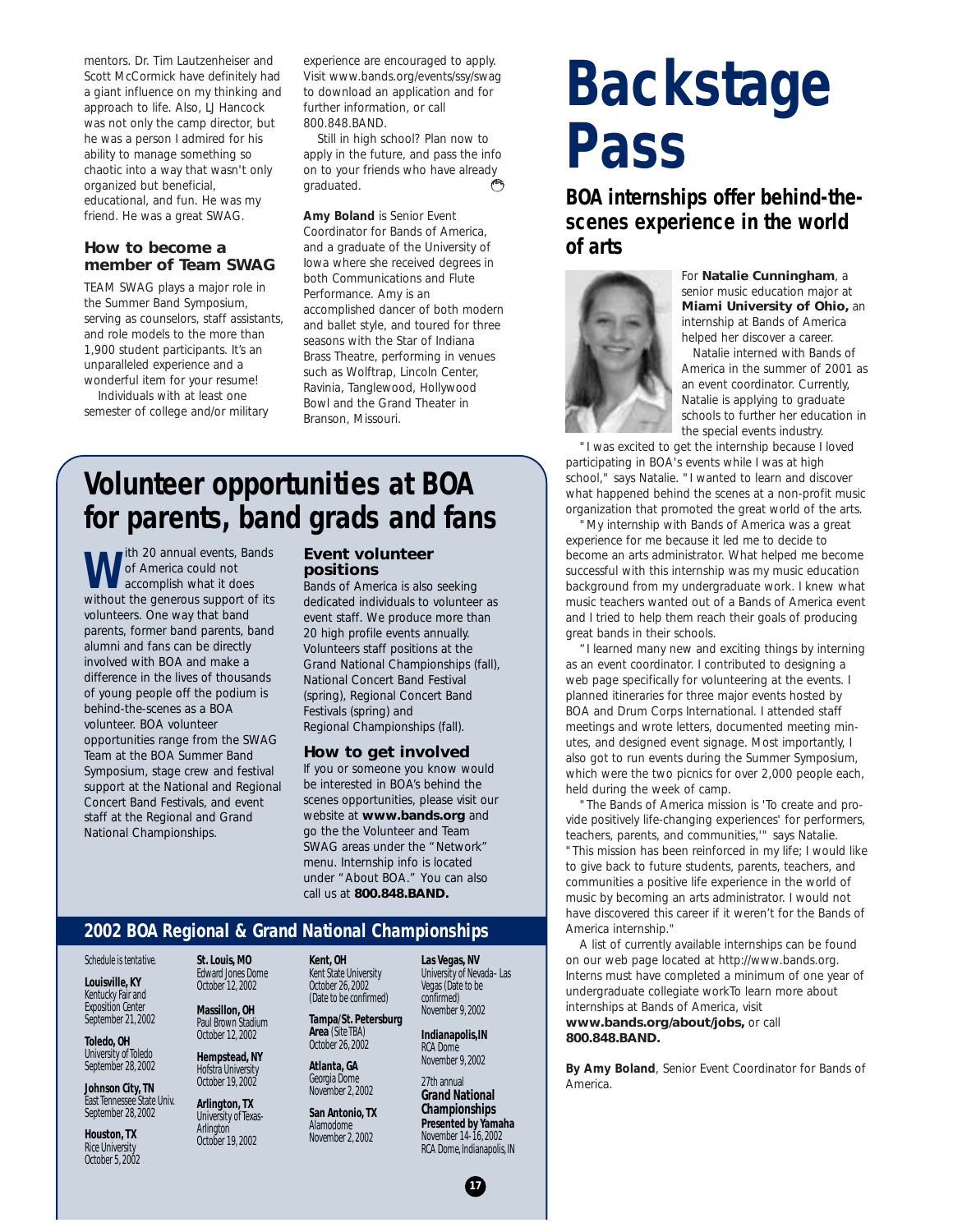mentors. Dr. Tim Lautzenheiser and Scott McCormick have definitely had a giant influence on my thinking and approach to life. Also, LJ Hancock was not only the camp director, but he was a person I admired for his ability to manage something so chaotic into a way that wasn't only organized but beneficial, educational, and fun. He was my friend. He was a great SWAG.

### How to become a member of Team SWAG

TEAM SWAG plays a major role in the Summer Band Symposium, serving as counselors, staff assistants, and role models to the more than 1,900 student participants. It's an unparalleled experience and a wonderful item for your resume!

Individuals with at least one semester of college and/or military experience are encouraged to apply. Visit www.bands.org/events/ssy/swag to download an application and for further information, or call 800.848.BAND.

Still in high school? Plan now to apply in the future, and pass the info on to your friends who have already graduated.

**Amy Boland** is Senior Event Coordinator for Bands of America, and a graduate of the University of Iowa where she received degrees in both Communications and Flute Performance. Amy is an accomplished dancer of both modern and ballet style, and toured for three seasons with the Star of Indiana Brass Theatre, performing in venues such as Wolftrap, Lincoln Center, Ravinia, Tanglewood, Hollywood Bowl and the Grand Theater in Branson, Missouri.

# Backstage Pass

## BOA internships offer behind-the-scenes experience in the world of arts

For **Natalie Cunningham**, a senior music education major at **Miami University of Ohio,** an internship at Bands of America helped her discover a career.

Natalie interned with Bands of America in the summer of 2001 as an event coordinator. Currently, Natalie is applying to graduate schools to further her education in the special events industry.

"I was excited to get the internship because I loved participating in BOA's events while I was at high school," says Natalie. "I wanted to learn and discover what happened behind the scenes at a non-profit music organization that promoted the great world of the arts.

"My internship with Bands of America was a great experience for me because it led me to decide to become an arts administrator. What helped me become successful with this internship was my music education background from my undergraduate work. I knew what music teachers wanted out of a Bands of America event and I tried to help them reach their goals of producing great bands in their schools.

"I learned many new and exciting things by interning as an event coordinator. I contributed to designing a web page specifically for volunteering at the events. I planned itineraries for three major events hosted by BOA and Drum Corps International. I attended staff meetings and wrote letters, documented meeting minutes, and designed event signage. Most importantly, I also got to run events during the Summer Symposium, which were the two picnics for over 2,000 people each, held during the week of camp.

"The Bands of America mission is 'To create and provide positively life-changing experiences' for performers, teachers, parents, and communities,'" says Natalie. "This mission has been reinforced in my life; I would like to give back to future students, parents, teachers, and communities a positive life experience in the world of music by becoming an arts administrator. I would not have discovered this career if it weren't for the Bands of America internship."

A list of currently available internships can be found on our web page located at http://www.bands.org. Interns must have completed a minimum of one year of undergraduate collegiate workTo learn more about internships at Bands of America, visit **www.bands.org/about/jobs,** or call **800.848.BAND.**

**By Amy Boland**, Senior Event Coordinator for Bands of America.

# Volunteer opportunities at BOA for parents, band grads and fans

With 20 annual events, Bands of America could not accomplish what it does without the generous support of its volunteers. One way that band parents, former band parents, band alumni and fans can be directly involved with BOA and make a difference in the lives of thousands of young people off the podium is behind-the-scenes as a BOA volunteer. BOA volunteer opportunities range from the SWAG Team at the BOA Summer Band Symposium, stage crew and festival support at the National and Regional Concert Band Festivals, and event staff at the Regional and Grand National Championships.

### Event volunteer positions

Bands of America is also seeking dedicated individuals to volunteer as event staff. We produce more than 20 high profile events annually. Volunteers staff positions at the Grand National Championships (fall), National Concert Band Festival (spring), Regional Concert Band Festivals (spring) and Regional Championships (fall).

### How to get involved

If you or someone you know would be interested in BOA's behind the scenes opportunities, please visit our website at **www.bands.org** and go the the Volunteer and Team SWAG areas under the "Network" menu. Internship info is located under "About BOA." You can also call us at **800.848.BAND.**

## 2002 BOA Regional & Grand National Championships

*Schedule is tentative.*

**Louisville, KY**
Kentucky Fair and Exposition Center
September 21, 2002

**Toledo, OH**
University of Toledo
September 28, 2002

**Johnson City, TN**
East Tennessee State Univ.
September 28, 2002

**Houston, TX**
Rice University
October 5, 2002

**St. Louis, MO**
Edward Jones Dome
October 12, 2002

**Massillon, OH**
Paul Brown Stadium
October 12, 2002

**Hempstead, NY**
Hofstra University
October 19, 2002

**Arlington, TX**
University of Texas-Arlington
October 19, 2002

**Kent, OH**
Kent State University
October 26, 2002
(Date to be confirmed)

**Tampa/St. Petersburg Area** (Site TBA)
October 26, 2002

**Atlanta, GA**
Georgia Dome
November 2, 2002

**San Antonio, TX**
Alamodome
November 2, 2002

**Las Vegas, NV**
University of Nevada– Las Vegas (Date to be confirmed)
November 9, 2002

**Indianapolis,IN**
RCA Dome
November 9, 2002

27th annual
**Grand National Championships**
**Presented by Yamaha**
November 14-16, 2002
RCA Dome, Indianapolis, IN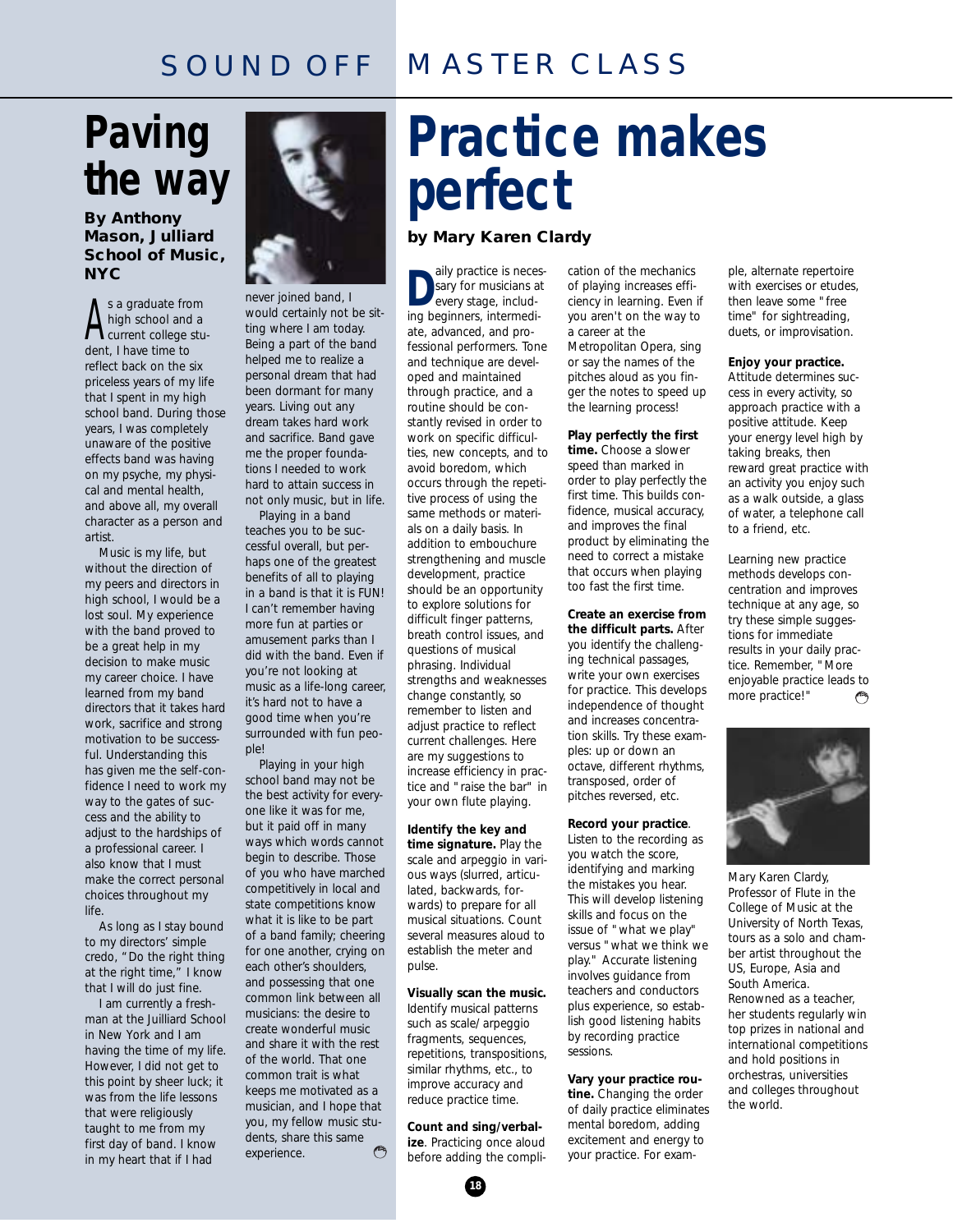SOUND OFF

# Paving the way

**By Anthony Mason, Julliard School of Music, NYC**

As a graduate from high school and a current college student, I have time to reflect back on the six priceless years of my life that I spent in my high school band. During those years, I was completely unaware of the positive effects band was having on my psyche, my physical and mental health, and above all, my overall character as a person and artist.

Music is my life, but without the direction of my peers and directors in high school, I would be a lost soul. My experience with the band proved to be a great help in my decision to make music my career choice. I have learned from my band directors that it takes hard work, sacrifice and strong motivation to be successful. Understanding this has given me the self-confidence I need to work my way to the gates of success and the ability to adjust to the hardships of a professional career. I also know that I must make the correct personal choices throughout my life.

As long as I stay bound to my directors' simple credo, "Do the right thing at the right time," I know that I will do just fine.

I am currently a freshman at the Juilliard School in New York and I am having the time of my life. However, I did not get to this point by sheer luck; it was from the life lessons that were religiously taught to me from my first day of band. I know in my heart that if I had never joined band, I would certainly not be sitting where I am today. Being a part of the band helped me to realize a personal dream that had been dormant for many years. Living out any dream takes hard work and sacrifice. Band gave me the proper foundations I needed to work hard to attain success in not only music, but in life.

Playing in a band teaches you to be successful overall, but perhaps one of the greatest benefits of all to playing in a band is that it is FUN! I can't remember having more fun at parties or amusement parks than I did with the band. Even if you're not looking at music as a life-long career, it's hard not to have a good time when you're surrounded with fun people!

Playing in your high school band may not be the best activity for everyone like it was for me, but it paid off in many ways which words cannot begin to describe. Those of you who have marched competitively in local and state competitions know what it is like to be part of a band family; cheering for one another, crying on each other's shoulders, and possessing that one common link between all musicians: the desire to create wonderful music and share it with the rest of the world. That one common trait is what keeps me motivated as a musician, and I hope that you, my fellow music students, share this same experience.

MASTER CLASS

# Practice makes perfect

**by Mary Karen Clardy**

Daily practice is necessary for musicians at every stage, including beginners, intermediate, advanced, and professional performers. Tone and technique are developed and maintained through practice, and a routine should be constantly revised in order to work on specific difficulties, new concepts, and to avoid boredom, which occurs through the repetitive process of using the same methods or materials on a daily basis. In addition to embouchure strengthening and muscle development, practice should be an opportunity to explore solutions for difficult finger patterns, breath control issues, and questions of musical phrasing. Individual strengths and weaknesses change constantly, so remember to listen and adjust practice to reflect current challenges. Here are my suggestions to increase efficiency in practice and "raise the bar" in your own flute playing.

**Identify the key and time signature.** Play the scale and arpeggio in various ways (slurred, articulated, backwards, forwards) to prepare for all musical situations. Count several measures aloud to establish the meter and pulse.

**Visually scan the music.** Identify musical patterns such as scale/ arpeggio fragments, sequences, repetitions, transpositions, similar rhythms, etc., to improve accuracy and reduce practice time.

**Count and sing/verbalize**. Practicing once aloud before adding the complication of the mechanics of playing increases efficiency in learning. Even if you aren't on the way to a career at the Metropolitan Opera, sing or say the names of the pitches aloud as you finger the notes to speed up the learning process!

**Play perfectly the first time.** Choose a slower speed than marked in order to play perfectly the first time. This builds confidence, musical accuracy, and improves the final product by eliminating the need to correct a mistake that occurs when playing too fast the first time.

**Create an exercise from the difficult parts.** After you identify the challenging technical passages, write your own exercises for practice. This develops independence of thought and increases concentration skills. Try these examples: up or down an octave, different rhythms, transposed, order of pitches reversed, etc.

**Record your practice**. Listen to the recording as you watch the score, identifying and marking the mistakes you hear. This will develop listening skills and focus on the issue of "what we play" versus "what we think we play." Accurate listening involves guidance from teachers and conductors plus experience, so establish good listening habits by recording practice sessions.

**Vary your practice routine.** Changing the order of daily practice eliminates mental boredom, adding excitement and energy to your practice. For example, alternate repertoire with exercises or etudes, then leave some "free time" for sightreading, duets, or improvisation.

**Enjoy your practice.** Attitude determines success in every activity, so approach practice with a positive attitude. Keep your energy level high by taking breaks, then reward great practice with an activity you enjoy such as a walk outside, a glass of water, a telephone call to a friend, etc.

Learning new practice methods develops concentration and improves technique at any age, so try these simple suggestions for immediate results in your daily practice. Remember, "More enjoyable practice leads to more practice!"

Mary Karen Clardy, Professor of Flute in the College of Music at the University of North Texas, tours as a solo and chamber artist throughout the US, Europe, Asia and South America. Renowned as a teacher, her students regularly win top prizes in national and international competitions and hold positions in orchestras, universities and colleges throughout the world.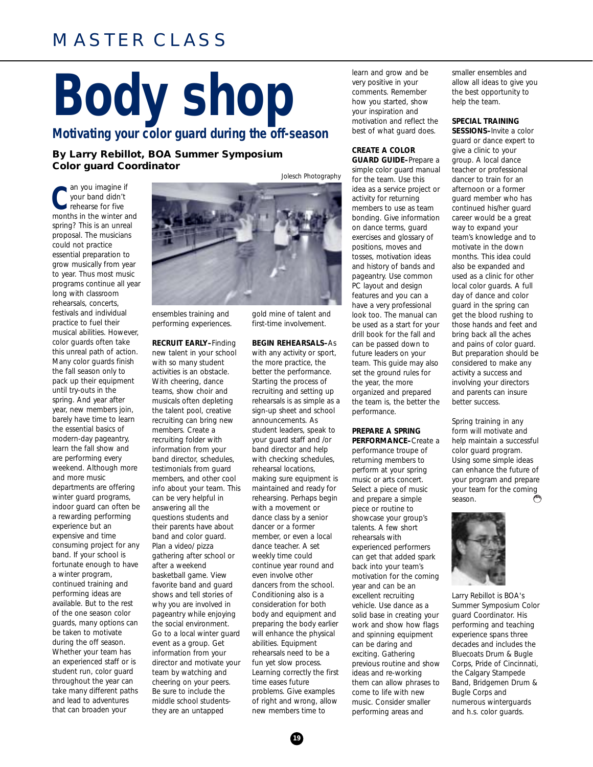MASTER CLASS

# Body shop

## Motivating your color guard during the off-season

**By Larry Rebillot, BOA Summer Symposium Color guard Coordinator**

Jolesch Photography

Can you imagine if your band didn't rehearse for five months in the winter and spring? This is an unreal proposal. The musicians could not practice essential preparation to grow musically from year to year. Thus most music programs continue all year long with classroom rehearsals, concerts, festivals and individual practice to fuel their musical abilities. However, color guards often take this unreal path of action. Many color guards finish the fall season only to pack up their equipment until try-outs in the spring. And year after year, new members join, barely have time to learn the essential basics of modern-day pageantry, learn the fall show and are performing every weekend. Although more and more music departments are offering winter guard programs, indoor guard can often be a rewarding performing experience but an expensive and time consuming project for any band. If your school is fortunate enough to have a winter program, continued training and performing ideas are available. But to the rest of the one season color guards, many options can be taken to motivate during the off season. Whether your team has an experienced staff or is student run, color guard throughout the year can take many different paths and lead to adventures that can broaden your ensembles training and performing experiences.

**RECRUIT EARLY–**Finding new talent in your school with so many student activities is an obstacle. With cheering, dance teams, show choir and musicals often depleting the talent pool, creative recruiting can bring new members. Create a recruiting folder with information from your band director, schedules, testimonials from guard members, and other cool info about your team. This can be very helpful in answering all the questions students and their parents have about band and color guard. Plan a video/ pizza gathering after school or after a weekend basketball game. View favorite band and guard shows and tell stories of why you are involved in pageantry while enjoying the social environment. Go to a local winter guard event as a group. Get information from your director and motivate your team by watching and cheering on your peers. Be sure to include the middle school students- they are an untapped gold mine of talent and first-time involvement.

**BEGIN REHEARSALS–**As with any activity or sport, the more practice, the better the performance. Starting the process of recruiting and setting up rehearsals is as simple as a sign-up sheet and school announcements. As student leaders, speak to your guard staff and /or band director and help with checking schedules, rehearsal locations, making sure equipment is maintained and ready for rehearsing. Perhaps begin with a movement or dance class by a senior dancer or a former member, or even a local dance teacher. A set weekly time could continue year round and even involve other dancers from the school. Conditioning also is a consideration for both body and equipment and preparing the body earlier will enhance the physical abilities. Equipment rehearsals need to be a fun yet slow process. Learning correctly the first time eases future problems. Give examples of right and wrong, allow new members time to learn and grow and be very positive in your comments. Remember how you started, show your inspiration and motivation and reflect the best of what guard does.

**CREATE A COLOR GUARD GUIDE–**Prepare a simple color guard manual for the team. Use this idea as a service project or activity for returning members to use as team bonding. Give information on dance terms, guard exercises and glossary of positions, moves and tosses, motivation ideas and history of bands and pageantry. Use common PC layout and design features and you can a have a very professional look too. The manual can be used as a start for your drill book for the fall and can be passed down to future leaders on your team. This guide may also set the ground rules for the year, the more organized and prepared the team is, the better the performance.

**PREPARE A SPRING PERFORMANCE–**Create a performance troupe of returning members to perform at your spring music or arts concert. Select a piece of music and prepare a simple piece or routine to showcase your group's talents. A few short rehearsals with experienced performers can get that added spark back into your team's motivation for the coming year and can be an excellent recruiting vehicle. Use dance as a solid base in creating your work and show how flags and spinning equipment can be daring and exciting. Gathering previous routine and show ideas and re-working them can allow phrases to come to life with new music. Consider smaller performing areas and smaller ensembles and allow all ideas to give you the best opportunity to help the team.

**SPECIAL TRAINING SESSIONS–**Invite a color guard or dance expert to give a clinic to your group. A local dance teacher or professional dancer to train for an afternoon or a former guard member who has continued his/her guard career would be a great way to expand your team's knowledge and to motivate in the down months. This idea could also be expanded and used as a clinic for other local color guards. A full day of dance and color guard in the spring can get the blood rushing to those hands and feet and bring back all the aches and pains of color guard. But preparation should be considered to make any activity a success and involving your directors and parents can insure better success.

Spring training in any form will motivate and help maintain a successful color guard program. Using some simple ideas can enhance the future of your program and prepare your team for the coming season.

Larry Rebillot is BOA's Summer Symposium Color guard Coordinator. His performing and teaching experience spans three decades and includes the Bluecoats Drum & Bugle Corps, Pride of Cincinnati, the Calgary Stampede Band, Bridgemen Drum & Bugle Corps and numerous winterguards and h.s. color guards.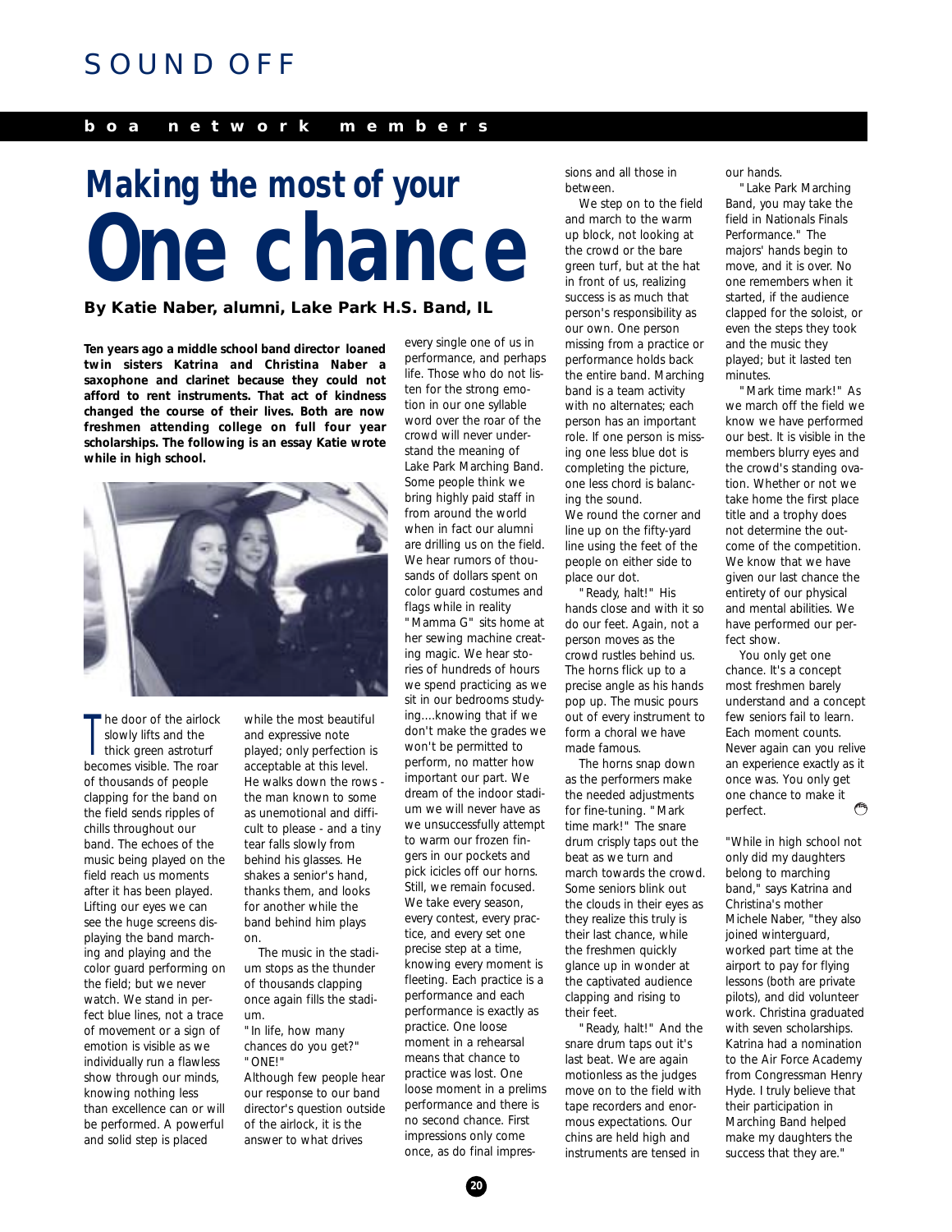SOUND OFF

**boa network members**

# Making the most of your One chance

**By Katie Naber, alumni, Lake Park H.S. Band, IL**

**Ten years ago a middle school band director loaned twin sisters Katrina and Christina Naber a saxophone and clarinet because they could not afford to rent instruments. That act of kindness changed the course of their lives. Both are now freshmen attending college on full four year scholarships. The following is an essay Katie wrote while in high school.**

The door of the airlock slowly lifts and the thick green astroturf becomes visible. The roar of thousands of people clapping for the band on the field sends ripples of chills throughout our band. The echoes of the music being played on the field reach us moments after it has been played. Lifting our eyes we can see the huge screens displaying the band marching and playing and the color guard performing on the field; but we never watch. We stand in perfect blue lines, not a trace of movement or a sign of emotion is visible as we individually run a flawless show through our minds, knowing nothing less than excellence can or will be performed. A powerful and solid step is placed while the most beautiful and expressive note played; only perfection is acceptable at this level. He walks down the rows - the man known to some as unemotional and difficult to please - and a tiny tear falls slowly from behind his glasses. He shakes a senior's hand, thanks them, and looks for another while the band behind him plays on.

The music in the stadium stops as the thunder of thousands clapping once again fills the stadium.

"In life, how many chances do you get?" "ONE!"

Although few people hear our response to our band director's question outside of the airlock, it is the answer to what drives every single one of us in performance, and perhaps life. Those who do not listen for the strong emotion in our one syllable word over the roar of the crowd will never understand the meaning of Lake Park Marching Band. Some people think we bring highly paid staff in from around the world when in fact our alumni are drilling us on the field. We hear rumors of thousands of dollars spent on color guard costumes and flags while in reality "Mamma G" sits home at her sewing machine creating magic. We hear stories of hundreds of hours we spend practicing as we sit in our bedrooms studying....knowing that if we don't make the grades we won't be permitted to perform, no matter how important our part. We dream of the indoor stadium we will never have as we unsuccessfully attempt to warm our frozen fingers in our pockets and pick icicles off our horns. Still, we remain focused. We take every season, every contest, every practice, and every set one precise step at a time, knowing every moment is fleeting. Each practice is a performance and each performance is exactly as practice. One loose moment in a rehearsal means that chance to practice was lost. One loose moment in a prelims performance and there is no second chance. First impressions only come once, as do final impressions and all those in between.

We step on to the field and march to the warm up block, not looking at the crowd or the bare green turf, but at the hat in front of us, realizing success is as much that person's responsibility as our own. One person missing from a practice or performance holds back the entire band. Marching band is a team activity with no alternates; each person has an important role. If one person is missing one less blue dot is completing the picture, one less chord is balancing the sound.

We round the corner and line up on the fifty-yard line using the feet of the people on either side to place our dot.

"Ready, halt!" His hands close and with it so do our feet. Again, not a person moves as the crowd rustles behind us. The horns flick up to a precise angle as his hands pop up. The music pours out of every instrument to form a choral we have made famous.

The horns snap down as the performers make the needed adjustments for fine-tuning. "Mark time mark!" The snare drum crisply taps out the beat as we turn and march towards the crowd. Some seniors blink out the clouds in their eyes as they realize this truly is their last chance, while the freshmen quickly glance up in wonder at the captivated audience clapping and rising to their feet.

"Ready, halt!" And the snare drum taps out it's last beat. We are again motionless as the judges move on to the field with tape recorders and enormous expectations. Our chins are held high and instruments are tensed in our hands.

"Lake Park Marching Band, you may take the field in Nationals Finals Performance." The majors' hands begin to move, and it is over. No one remembers when it started, if the audience clapped for the soloist, or even the steps they took and the music they played; but it lasted ten minutes.

"Mark time mark!" As we march off the field we know we have performed our best. It is visible in the members blurry eyes and the crowd's standing ovation. Whether or not we take home the first place title and a trophy does not determine the outcome of the competition. We know that we have given our last chance the entirety of our physical and mental abilities. We have performed our perfect show.

You only get one chance. It's a concept most freshmen barely understand and a concept few seniors fail to learn. Each moment counts. Never again can you relive an experience exactly as it once was. You only get one chance to make it perfect.

"While in high school not only did my daughters belong to marching band," says Katrina and Christina's mother Michele Naber, "they also joined winterguard, worked part time at the airport to pay for flying lessons (both are private pilots), and did volunteer work. Christina graduated with seven scholarships. Katrina had a nomination to the Air Force Academy from Congressman Henry Hyde. I truly believe that their participation in Marching Band helped make my daughters the success that they are."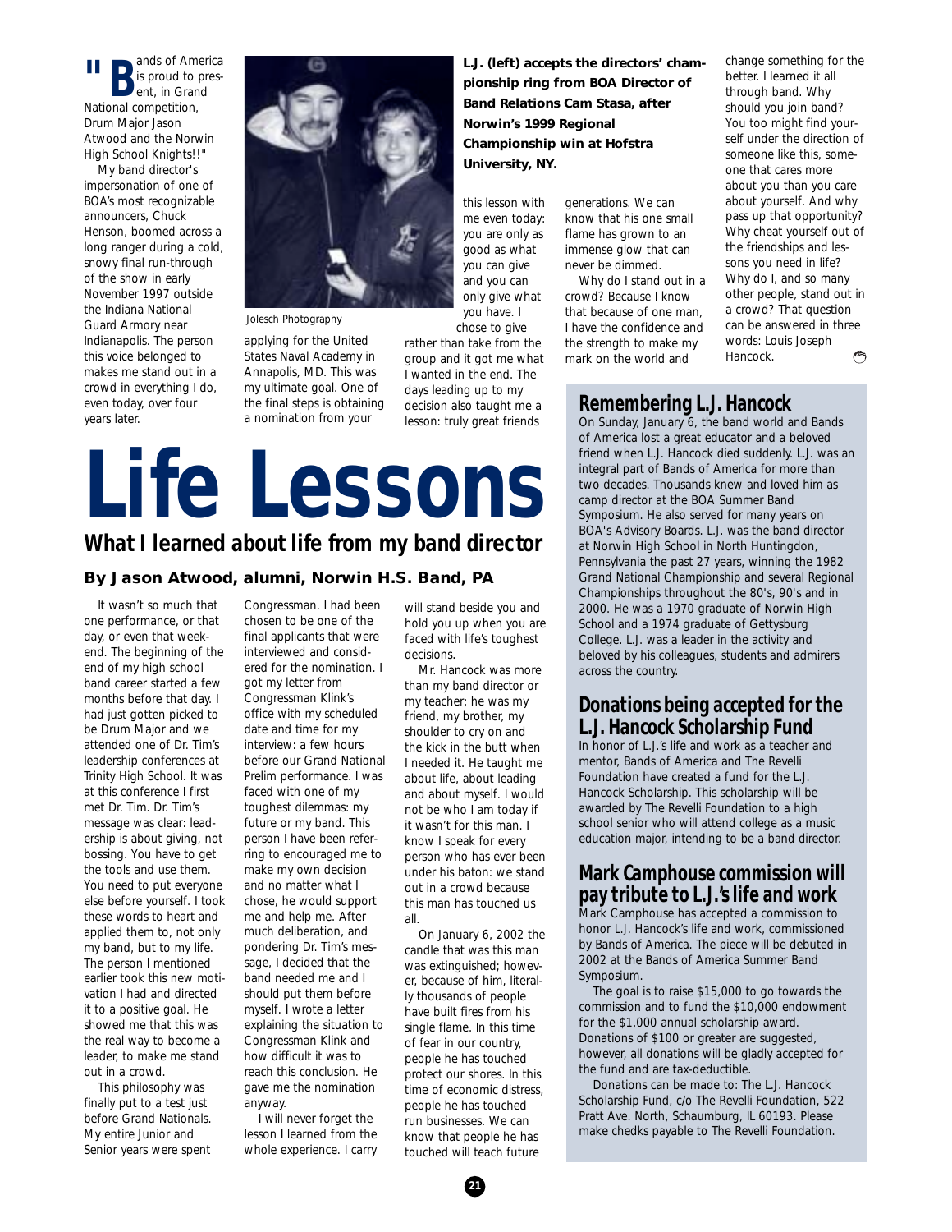# Life Lessons

## What I learned about life from my band director

**By Jason Atwood, alumni, Norwin H.S. Band, PA**

"Bands of America is proud to present, in Grand National competition, Drum Major Jason Atwood and the Norwin High School Knights!!"

My band director's impersonation of one of BOA's most recognizable announcers, Chuck Henson, boomed across a long ranger during a cold, snowy final run-through of the show in early November 1997 outside the Indiana National Guard Armory near Indianapolis. The person this voice belonged to makes me stand out in a crowd in everything I do, even today, over four years later.

Jolesch Photography

**L.J. (left) accepts the directors' championship ring from BOA Director of Band Relations Cam Stasa, after Norwin's 1999 Regional Championship win at Hofstra University, NY.**

It wasn't so much that one performance, or that day, or even that weekend. The beginning of the end of my high school band career started a few months before that day. I had just gotten picked to be Drum Major and we attended one of Dr. Tim's leadership conferences at Trinity High School. It was at this conference I first met Dr. Tim. Dr. Tim's message was clear: leadership is about giving, not bossing. You have to get the tools and use them. You need to put everyone else before yourself. I took these words to heart and applied them to, not only my band, but to my life. The person I mentioned earlier took this new motivation I had and directed it to a positive goal. He showed me that this was the real way to become a leader, to make me stand out in a crowd.

This philosophy was finally put to a test just before Grand Nationals. My entire Junior and Senior years were spent applying for the United States Naval Academy in Annapolis, MD. This was my ultimate goal. One of the final steps is obtaining a nomination from your Congressman. I had been chosen to be one of the final applicants that were interviewed and considered for the nomination. I got my letter from Congressman Klink's office with my scheduled date and time for my interview: a few hours before our Grand National Prelim performance. I was faced with one of my toughest dilemmas: my future or my band. This person I have been referring to encouraged me to make my own decision and no matter what I chose, he would support me and help me. After much deliberation, and pondering Dr. Tim's message, I decided that the band needed me and I should put them before myself. I wrote a letter explaining the situation to Congressman Klink and how difficult it was to reach this conclusion. He gave me the nomination anyway.

I will never forget the lesson I learned from the whole experience. I carry this lesson with me even today: you are only as good as what you can give and you can only give what you have. I chose to give rather than take from the group and it got me what I wanted in the end. The days leading up to my decision also taught me a lesson: truly great friends will stand beside you and hold you up when you are faced with life's toughest decisions.

Mr. Hancock was more than my band director or my teacher; he was my friend, my brother, my shoulder to cry on and the kick in the butt when I needed it. He taught me about life, about leading and about myself. I would not be who I am today if it wasn't for this man. I know I speak for every person who has ever been under his baton: we stand out in a crowd because this man has touched us all.

On January 6, 2002 the candle that was this man was extinguished; however, because of him, literally thousands of people have built fires from his single flame. In this time of fear in our country, people he has touched protect our shores. In this time of economic distress, people he has touched run businesses. We can know that people he has touched will teach future generations. We can know that his one small flame has grown to an immense glow that can never be dimmed.

Why do I stand out in a crowd? Because I know that because of one man, I have the confidence and the strength to make my mark on the world and change something for the better. I learned it all through band. Why should you join band? You too might find yourself under the direction of someone like this, someone that cares more about you than you care about yourself. And why pass up that opportunity? Why cheat yourself out of the friendships and lessons you need in life? Why do I, and so many other people, stand out in a crowd? That question can be answered in three words: Louis Joseph Hancock.

## Remembering L.J. Hancock

On Sunday, January 6, the band world and Bands of America lost a great educator and a beloved friend when L.J. Hancock died suddenly. L.J. was an integral part of Bands of America for more than two decades. Thousands knew and loved him as camp director at the BOA Summer Band Symposium. He also served for many years on BOA's Advisory Boards. L.J. was the band director at Norwin High School in North Huntingdon, Pennsylvania the past 27 years, winning the 1982 Grand National Championship and several Regional Championships throughout the 80's, 90's and in 2000. He was a 1970 graduate of Norwin High School and a 1974 graduate of Gettysburg College. L.J. was a leader in the activity and beloved by his colleagues, students and admirers across the country.

## Donations being accepted for the L.J. Hancock Scholarship Fund

In honor of L.J.'s life and work as a teacher and mentor, Bands of America and The Revelli Foundation have created a fund for the L.J. Hancock Scholarship. This scholarship will be awarded by The Revelli Foundation to a high school senior who will attend college as a music education major, intending to be a band director.

## Mark Camphouse commission will pay tribute to L.J.'s life and work

Mark Camphouse has accepted a commission to honor L.J. Hancock's life and work, commissioned by Bands of America. The piece will be debuted in 2002 at the Bands of America Summer Band Symposium.

The goal is to raise $15,000 to go towards the commission and to fund the $10,000 endowment for the $1,000 annual scholarship award. Donations of $100 or greater are suggested, however, all donations will be gladly accepted for the fund and are tax-deductible.

Donations can be made to: The L.J. Hancock Scholarship Fund, c/o The Revelli Foundation, 522 Pratt Ave. North, Schaumburg, IL 60193. Please make chedks payable to The Revelli Foundation.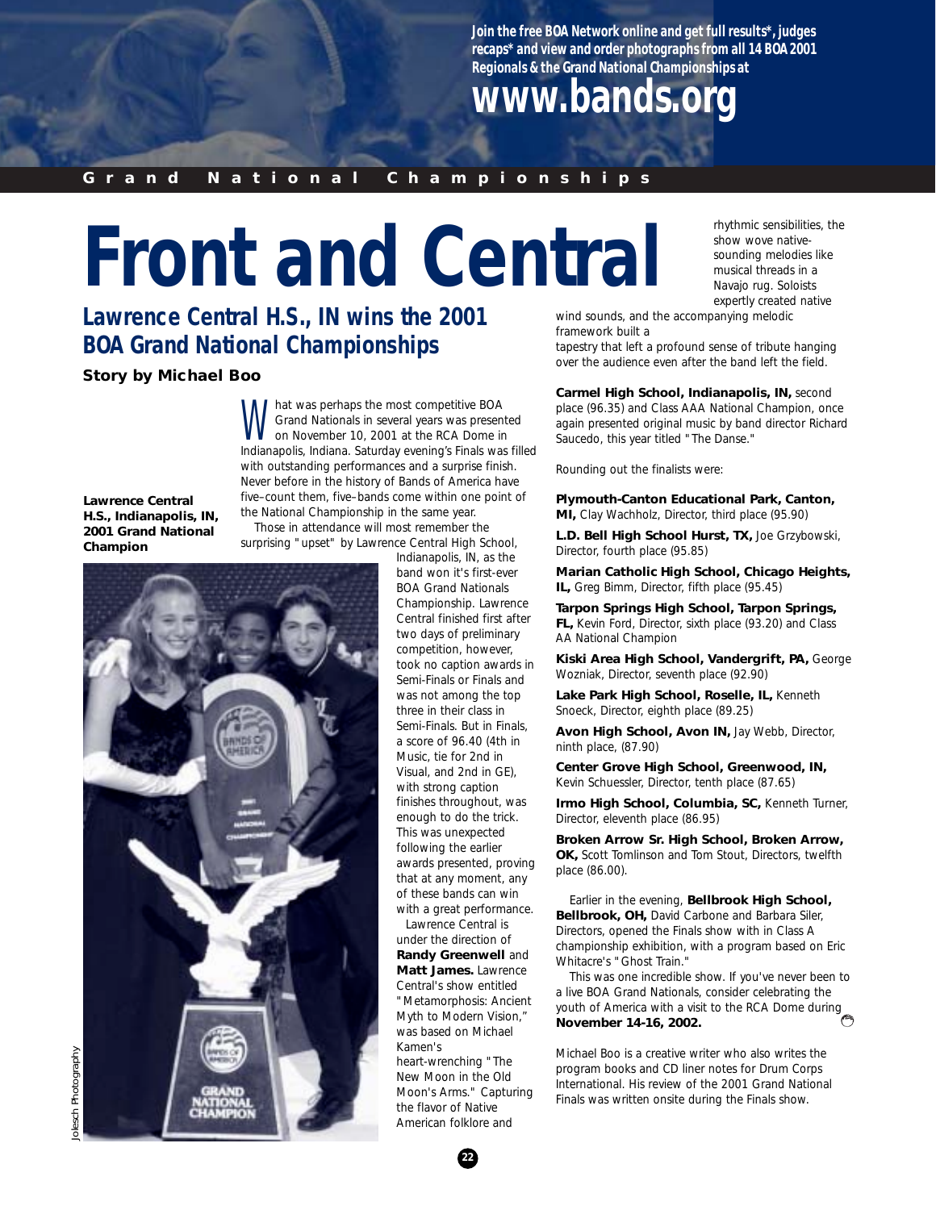Join the free BOA Network online and get full results*, judges recaps* and view and order photographs from all 14 BOA 2001 Regionals & the Grand National Championships at

**www.bands.org**

**Grand National Championships**

# Front and Central

## Lawrence Central H.S., IN wins the 2001 BOA Grand National Championships

**Story by Michael Boo**

What was perhaps the most competitive BOA Grand Nationals in several years was presented on November 10, 2001 at the RCA Dome in Indianapolis, Indiana. Saturday evening's Finals was filled with outstanding performances and a surprise finish. Never before in the history of Bands of America have five–count them, five–bands come within one point of the National Championship in the same year.

Those in attendance will most remember the surprising "upset" by Lawrence Central High School, Indianapolis, IN, as the band won it's first-ever BOA Grand Nationals Championship. Lawrence Central finished first after two days of preliminary competition, however, took no caption awards in Semi-Finals or Finals and was not among the top three in their class in Semi-Finals. But in Finals, a score of 96.40 (4th in Music, tie for 2nd in Visual, and 2nd in GE), with strong caption finishes throughout, was enough to do the trick. This was unexpected following the earlier awards presented, proving that at any moment, any of these bands can win with a great performance.

Lawrence Central is under the direction of **Randy Greenwell** and **Matt James.** Lawrence Central's show entitled "Metamorphosis: Ancient Myth to Modern Vision," was based on Michael Kamen's heart-wrenching "The New Moon in the Old Moon's Arms." Capturing the flavor of Native American folklore and rhythmic sensibilities, the show wove native-sounding melodies like musical threads in a Navajo rug. Soloists expertly created native wind sounds, and the accompanying melodic framework built a tapestry that left a profound sense of tribute hanging over the audience even after the band left the field.

**Lawrence Central H.S., Indianapolis, IN, 2001 Grand National Champion**

Jolesch Photography

**Carmel High School, Indianapolis, IN,** second place (96.35) and Class AAA National Champion, once again presented original music by band director Richard Saucedo, this year titled "The Danse."

Rounding out the finalists were:

**Plymouth-Canton Educational Park, Canton, MI,** Clay Wachholz, Director, third place (95.90)

**L.D. Bell High School Hurst, TX,** Joe Grzybowski, Director, fourth place (95.85)

**Marian Catholic High School, Chicago Heights, IL,** Greg Bimm, Director, fifth place (95.45)

**Tarpon Springs High School, Tarpon Springs, FL,** Kevin Ford, Director, sixth place (93.20) and Class AA National Champion

**Kiski Area High School, Vandergrift, PA,** George Wozniak, Director, seventh place (92.90)

**Lake Park High School, Roselle, IL,** Kenneth Snoeck, Director, eighth place (89.25)

**Avon High School, Avon IN,** Jay Webb, Director, ninth place, (87.90)

**Center Grove High School, Greenwood, IN,** Kevin Schuessler, Director, tenth place (87.65)

**Irmo High School, Columbia, SC,** Kenneth Turner, Director, eleventh place (86.95)

**Broken Arrow Sr. High School, Broken Arrow, OK,** Scott Tomlinson and Tom Stout, Directors, twelfth place (86.00).

Earlier in the evening, **Bellbrook High School, Bellbrook, OH,** David Carbone and Barbara Siler, Directors, opened the Finals show with in Class A championship exhibition, with a program based on Eric Whitacre's "Ghost Train."

This was one incredible show. If you've never been to a live BOA Grand Nationals, consider celebrating the youth of America with a visit to the RCA Dome during **November 14-16, 2002.**

Michael Boo is a creative writer who also writes the program books and CD liner notes for Drum Corps International. His review of the 2001 Grand National Finals was written onsite during the Finals show.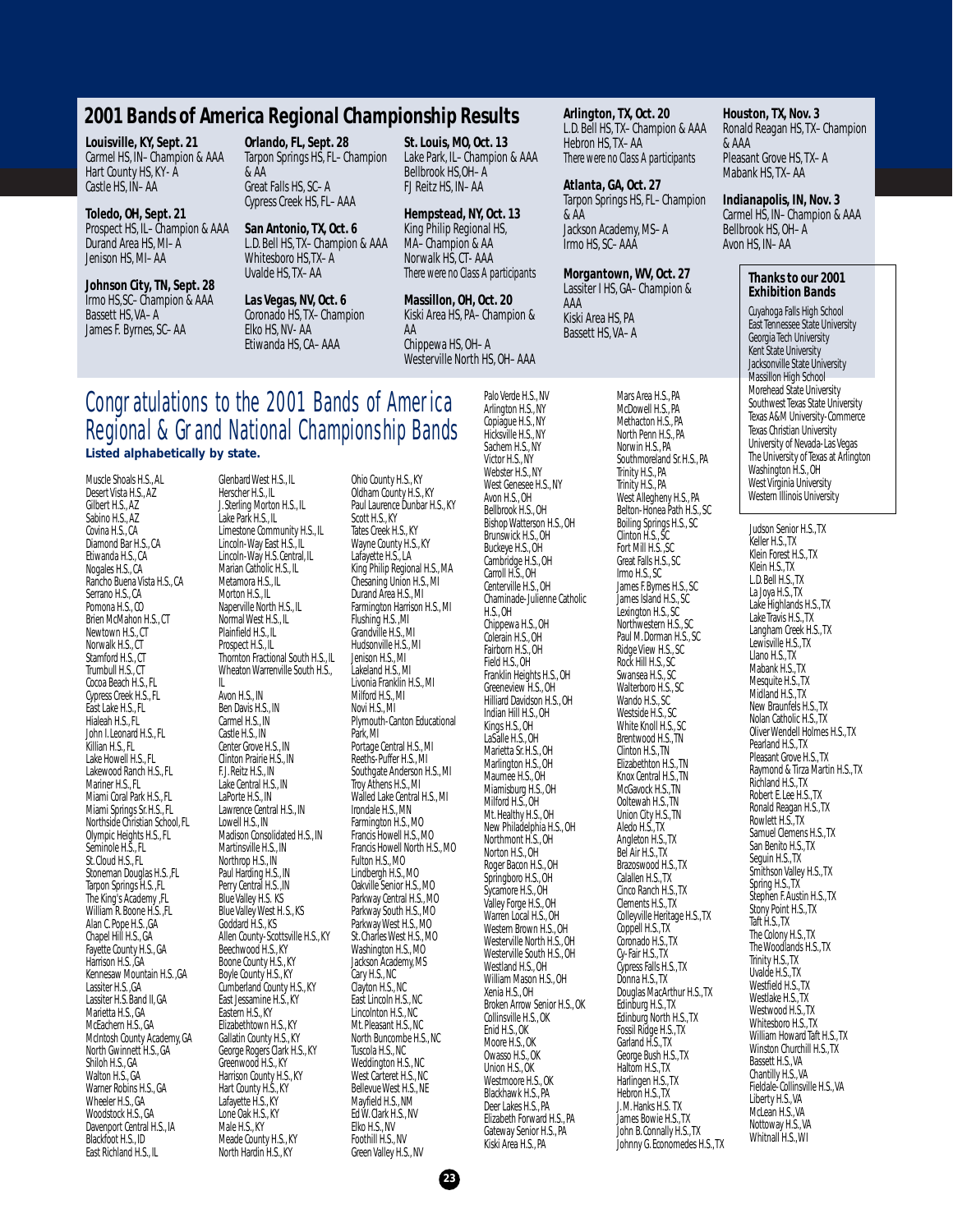## 2001 Bands of America Regional Championship Results

**Louisville, KY, Sept. 21**
Carmel HS, IN– Champion & AAA
Hart County HS, KY– A
Castle HS, IN– AA

**Toledo, OH, Sept. 21**
Prospect HS, IL– Champion & AAA
Durand Area HS, MI– A
Jenison HS, MI– AA

**Johnson City, TN, Sept. 28**
Irmo HS,SC– Champion & AAA
Bassett HS, VA– A
James F. Byrnes, SC– AA

**Orlando, FL, Sept. 28**
Tarpon Springs HS, FL– Champion & AA
Great Falls HS, SC– A
Cypress Creek HS, FL– AAA

**San Antonio, TX, Oct. 6**
L.D. Bell HS, TX– Champion & AAA
Whitesboro HS,TX– A
Uvalde HS, TX– AA

**Las Vegas, NV, Oct. 6**
Coronado HS, TX– Champion
Elko HS, NV– AA
Etiwanda HS, CA– AAA

**St. Louis, MO, Oct. 13**
Lake Park, IL– Champion & AAA
Bellbrook HS,OH– A
FJ Reitz HS, IN– AA

**Hempstead, NY, Oct. 13**
King Philip Regional HS, MA– Champion & AA
Norwalk HS, CT– AAA
*There were no Class A participants*

**Massillon, OH, Oct. 20**
Kiski Area HS, PA– Champion & AA
Chippewa HS, OH– A
Westerville North HS, OH– AAA

**Arlington, TX, Oct. 20**
L.D. Bell HS, TX– Champion & AAA
Hebron HS, TX– AA
*There were no Class A participants*

**Atlanta, GA, Oct. 27**
Tarpon Springs HS, FL– Champion & AA
Jackson Academy, MS– A
Irmo HS, SC– AAA

**Morgantown, WV, Oct. 27**
Lassiter I HS, GA– Champion & AAA
Kiski Area HS, PA
Bassett HS, VA– A

**Houston, TX, Nov. 3**
Ronald Reagan HS, TX– Champion & AAA
Pleasant Grove HS, TX– A
Mabank HS, TX– AA

**Indianapolis, IN, Nov. 3**
Carmel HS, IN– Champion & AAA
Bellbrook HS, OH– A
Avon HS, IN– AA

### Thanks to our 2001 Exhibition Bands

Cuyahoga Falls High School
East Tennessee State University
Georgia Tech University
Kent State University
Jacksonville State University
Massillon High School
Morehead State University
Southwest Texas State University
Texas A&M University-Commerce
Texas Christian University
University of Nevada-Las Vegas
The University of Texas at Arlington
Washington H.S., OH
West Virginia University
Western Illinois University

## Congratulations to the 2001 Bands of America Regional & Grand National Championship Bands

**Listed alphabetically by state.**

Muscle Shoals H.S., AL
Desert Vista H.S., AZ
Gilbert H.S., AZ
Sabino H.S., AZ
Covina H.S., CA
Diamond Bar H.S., CA
Etiwanda H.S., CA
Nogales H.S., CA
Rancho Buena Vista H.S., CA
Serrano H.S., CA
Pomona H.S., CO
Brien McMahon H.S., CT
Newtown H.S., CT
Norwalk H.S., CT
Stamford H.S., CT
Trumbull H.S., CT
Cocoa Beach H.S., FL
Cypress Creek H.S., FL
East Lake H.S., FL
Hialeah H.S., FL
John I. Leonard H.S., FL
Killian H.S., FL
Lake Howell H.S., FL
Lakewood Ranch H.S., FL
Mariner H.S., FL
Miami Coral Park H.S., FL
Miami Springs Sr. H.S., FL
Northside Christian School, FL
Olympic Heights H.S., FL
Seminole H.S., FL
St. Cloud H.S., FL
Stoneman Douglas H.S. ,FL
Tarpon Springs H.S. ,FL
The King's Academy ,FL
William R. Boone H.S. ,FL
Alan C. Pope H.S. ,GA
Chapel Hill H.S., GA
Fayette County H.S., GA
Harrison H.S. ,GA
Kennesaw Mountain H.S. ,GA
Lassiter H.S. ,GA
Lassiter H.S. Band II, GA
Marietta H.S., GA
McEachern H.S., GA
McIntosh County Academy, GA
North Gwinnett H.S., GA
Shiloh H.S., GA
Walton H.S., GA
Warner Robins H.S., GA
Wheeler H.S., GA
Woodstock H.S., GA
Davenport Central H.S., IA
Blackfoot H.S., ID
East Richland H.S., IL
Glenbard West H.S., IL
Herscher H.S., IL
J. Sterling Morton H.S., IL
Lake Park H.S., IL
Limestone Community H.S., IL
Lincoln-Way East H.S., IL
Lincoln-Way H.S. Central, IL
Marian Catholic H.S., IL
Metamora H.S., IL
Morton H.S., IL
Naperville North H.S., IL
Normal West H.S., IL
Plainfield H.S., IL
Prospect H.S., IL
Thornton Fractional South H.S., IL
Wheaton Warrenville South H.S., IL
Avon H.S., IN
Ben Davis H.S., IN
Carmel H.S., IN
Castle H.S., IN
Center Grove H.S., IN
Clinton Prairie H.S., IN
F.J. Reitz H.S., IN
Lake Central H.S., IN
LaPorte H.S., IN
Lawrence Central H.S., IN
Lowell H.S., IN
Madison Consolidated H.S., IN
Martinsville H.S., IN
Northrop H.S., IN
Paul Harding H.S., IN
Perry Central H.S. ,IN
Blue Valley H.S. KS
Blue Valley West H.S., KS
Goddard H.S., KS
Allen County-Scottsville H.S., KY
Beechwood H.S., KY
Boone County H.S., KY
Boyle County H.S., KY
Cumberland County H.S., KY
East Jessamine H.S., KY
Eastern H.S., KY
Elizabethtown H.S., KY
Gallatin County H.S., KY
George Rogers Clark H.S., KY
Greenwood H.S., KY
Harrison County H.S., KY
Hart County H.S., KY
Lafayette H.S., KY
Lone Oak H.S., KY
Male H.S., KY
Meade County H.S., KY
North Hardin H.S., KY
Ohio County H.S., KY
Oldham County H.S., KY
Paul Laurence Dunbar H.S., KY
Scott H.S., KY
Tates Creek H.S., KY
Wayne County H.S., KY
Lafayette H.S., LA
King Philip Regional H.S., MA
Chesaning Union H.S., MI
Durand Area H.S., MI
Farmington Harrison H.S., MI
Flushing H.S. ,MI
Grandville H.S., MI
Hudsonville H.S., MI
Jenison H.S., MI
Lakeland H.S., MI
Livonia Franklin H.S., MI
Milford H.S., MI
Novi H.S., MI
Plymouth-Canton Educational Park, MI
Portage Central H.S., MI
Reeths-Puffer H.S., MI
Southgate Anderson H.S., MI
Troy Athens H.S., MI
Walled Lake Central H.S., MI
Irondale H.S., MN
Farmington H.S., MO
Francis Howell H.S., MO
Francis Howell North H.S., MO
Fulton H.S., MO
Lindbergh H.S., MO
Oakville Senior H.S., MO
Parkway Central H.S., MO
Parkway South H.S., MO
Parkway West H.S., MO
St. Charles West H.S., MO
Washington H.S., MO
Jackson Academy, MS
Cary H.S., NC
Clayton H.S., NC
East Lincoln H.S., NC
Lincolnton H.S., NC
Mt. Pleasant H.S., NC
North Buncombe H.S., NC
Tuscola H.S., NC
Weddington H.S., NC
West Carteret H.S., NC
Bellevue West H.S., NE
Mayfield H.S., NM
Ed W. Clark H.S., NV
Elko H.S., NV
Foothill H.S., NV
Green Valley H.S., NV
Palo Verde H.S., NV
Arlington H.S., NY
Copiague H.S., NY
Hicksville H.S., NY
Sachem H.S., NY
Victor H.S., NY
Webster H.S., NY
West Genesee H.S., NY
Avon H.S., OH
Bellbrook H.S., OH
Bishop Watterson H.S., OH
Brunswick H.S., OH
Buckeye H.S., OH
Cambridge H.S., OH
Carroll H.S., OH
Centerville H.S., OH
Chaminade-Julienne Catholic H.S., OH
Chippewa H.S., OH
Colerain H.S., OH
Fairborn H.S., OH
Field H.S., OH
Franklin Heights H.S., OH
Greeneview H.S., OH
Hilliard Davidson H.S., OH
Indian Hill H.S., OH
Kings H.S., OH
LaSalle H.S., OH
Marietta Sr. H.S., OH
Marlington H.S., OH
Maumee H.S., OH
Miamisburg H.S., OH
Milford H.S., OH
Mt. Healthy H.S., OH
New Philadelphia H.S., OH
Northmont H.S., OH
Norton H.S., OH
Roger Bacon H.S., OH
Springboro H.S., OH
Sycamore H.S., OH
Valley Forge H.S., OH
Warren Local H.S., OH
Western Brown H.S., OH
Westerville North H.S., OH
Westerville South H.S., OH
Westland H.S., OH
William Mason H.S., OH
Xenia H.S., OH
Broken Arrow Senior H.S., OK
Collinsville H.S., OK
Enid H.S., OK
Moore H.S., OK
Owasso H.S., OK
Union H.S., OK
Westmoore H.S., OK
Blackhawk H.S., PA
Deer Lakes H.S., PA
Elizabeth Forward H.S., PA
Gateway Senior H.S., PA
Kiski Area H.S., PA
Mars Area H.S., PA
McDowell H.S., PA
Methacton H.S., PA
North Penn H.S., PA
Norwin H.S., PA
Southmoreland Sr. H.S., PA
Trinity H.S., PA
Trinity H.S., PA
West Allegheny H.S., PA
Belton-Honea Path H.S., SC
Boiling Springs H.S., SC
Clinton H.S., SC
Fort Mill H.S. ,SC
Great Falls H.S., SC
Irmo H.S., SC
James F. Byrnes H.S., SC
James Island H.S., SC
Lexington H.S., SC
Northwestern H.S., SC
Paul M. Dorman H.S., SC
Ridge View H.S., SC
Rock Hill H.S., SC
Swansea H.S., SC
Walterboro H.S., SC
Wando H.S., SC
Westside H.S., SC
White Knoll H.S., SC
Brentwood H.S., TN
Clinton H.S., TN
Elizabethton H.S., TN
Knox Central H.S., TN
McGavock H.S., TN
Ooltewah H.S., TN
Union City H.S., TN
Aledo H.S., TX
Angleton H.S., TX
Bel Air H.S., TX
Brazoswood H.S., TX
Calallen H.S., TX
Cinco Ranch H.S., TX
Clements H.S., TX
Colleyville Heritage H.S., TX
Coppell H.S., TX
Coronado H.S., TX
Cy-Fair H.S., TX
Cypress Falls H.S., TX
Donna H.S., TX
Douglas MacArthur H.S., TX
Edinburg H.S., TX
Edinburg North H.S., TX
Fossil Ridge H.S., TX
Garland H.S., TX
George Bush H.S., TX
Haltom H.S., TX
Harlingen H.S., TX
Hebron H.S., TX
J. M. Hanks H.S. TX
James Bowie H.S., TX
John B. Connally H.S., TX
Johnny G. Economedes H.S., TX
Judson Senior H.S., TX
Keller H.S., TX
Klein Forest H.S., TX
Klein H.S., TX
L.D. Bell H.S., TX
La Joya H.S., TX
Lake Highlands H.S., TX
Lake Travis H.S., TX
Langham Creek H.S., TX
Lewisville H.S., TX
Llano H.S., TX
Mabank H.S., TX
Mesquite H.S., TX
Midland H.S., TX
New Braunfels H.S., TX
Nolan Catholic H.S., TX
Oliver Wendell Holmes H.S., TX
Pearland H.S., TX
Pleasant Grove H.S., TX
Raymond & Tirza Martin H.S., TX
Richland H.S., TX
Robert E. Lee H.S., TX
Ronald Reagan H.S., TX
Rowlett H.S., TX
Samuel Clemens H.S., TX
San Benito H.S., TX
Seguin H.S., TX
Smithson Valley H.S., TX
Spring H.S., TX
Stephen F. Austin H.S., TX
Stony Point H.S., TX
Taft H.S., TX
The Colony H.S., TX
The Woodlands H.S., TX
Trinity H.S., TX
Uvalde H.S., TX
Westfield H.S., TX
Westlake H.S., TX
Westwood H.S., TX
Whitesboro H.S., TX
William Howard Taft H.S., TX
Winston Churchill H.S., TX
Bassett H.S., VA
Chantilly H.S., VA
Fieldale-Collinsville H.S., VA
Liberty H.S., VA
McLean H.S., VA
Nottoway H.S., VA
Whitnall H.S., WI